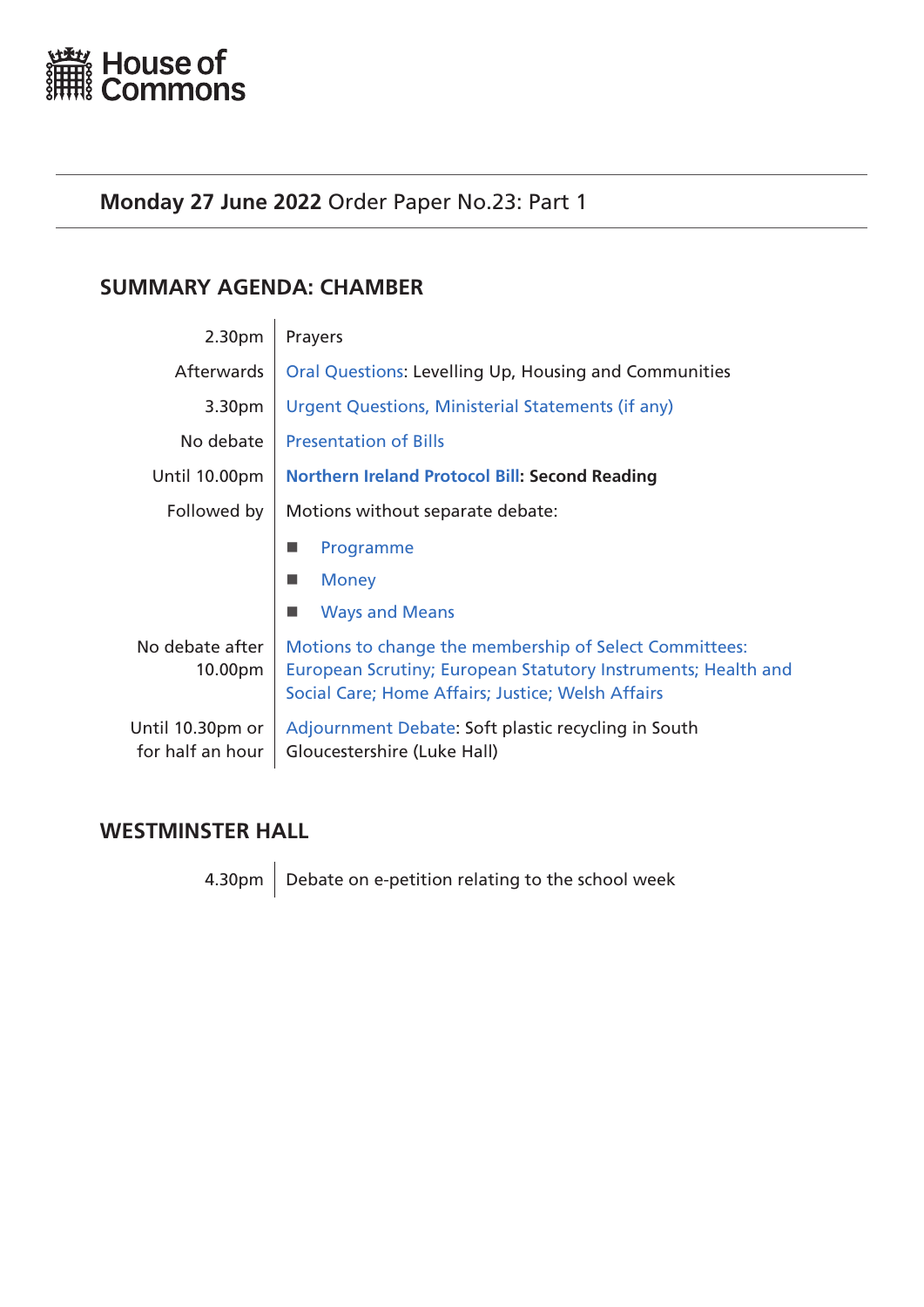House of Commons

**Monday 27 June 2022** Order Paper No.23: Part 1

## SUMMARY AGENDA: CHAMBER

| | |
|---|---|
| 2.30pm | Prayers |
| Afterwards | Oral Questions: Levelling Up, Housing and Communities |
| 3.30pm | Urgent Questions, Ministerial Statements (if any) |
| No debate | Presentation of Bills |
| Until 10.00pm | **Northern Ireland Protocol Bill: Second Reading** |
| Followed by | Motions without separate debate:<br>■ Programme<br>■ Money<br>■ Ways and Means |
| No debate after 10.00pm | Motions to change the membership of Select Committees: European Scrutiny; European Statutory Instruments; Health and Social Care; Home Affairs; Justice; Welsh Affairs |
| Until 10.30pm or for half an hour | Adjournment Debate: Soft plastic recycling in South Gloucestershire (Luke Hall) |

## WESTMINSTER HALL

| | |
|---|---|
| 4.30pm | Debate on e-petition relating to the school week |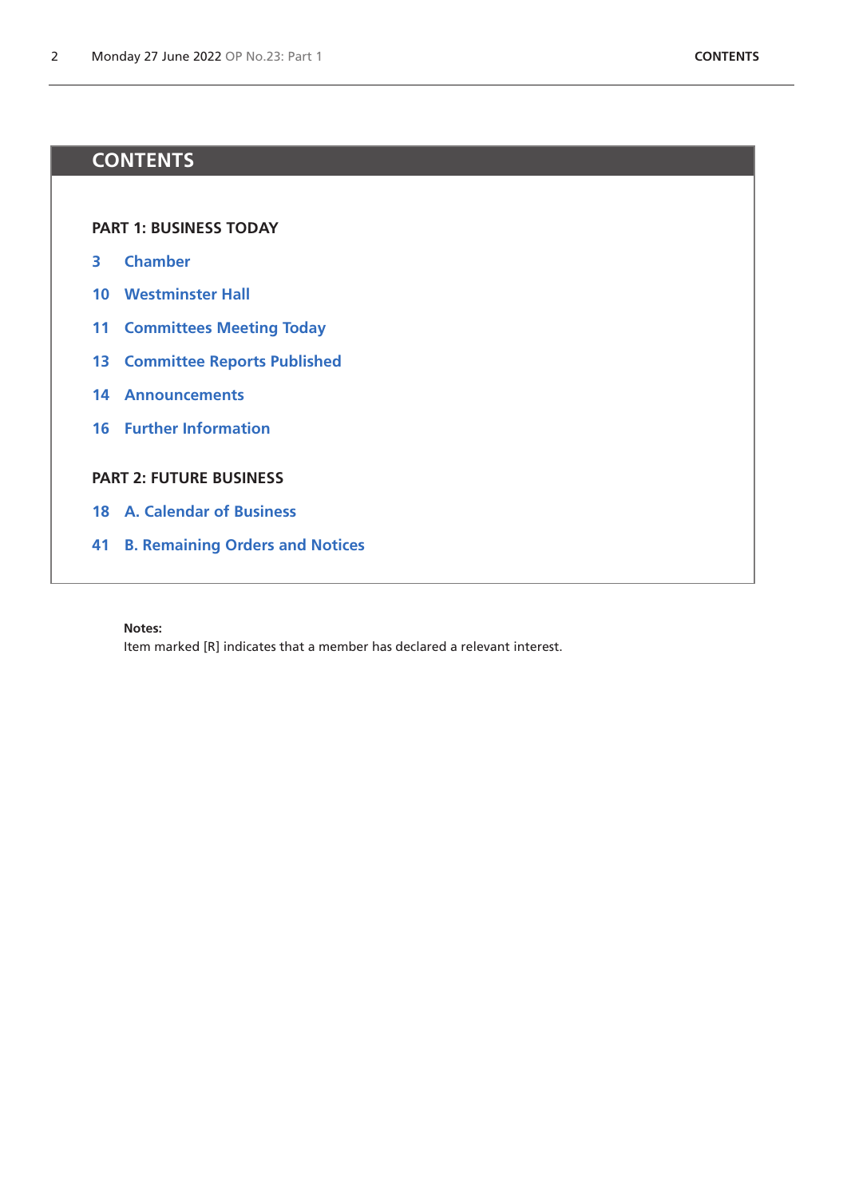# CONTENTS

**PART 1: BUSINESS TODAY**

3 Chamber

10 Westminster Hall

11 Committees Meeting Today

13 Committee Reports Published

14 Announcements

16 Further Information

**PART 2: FUTURE BUSINESS**

18 A. Calendar of Business

41 B. Remaining Orders and Notices

**Notes:**
Item marked [R] indicates that a member has declared a relevant interest.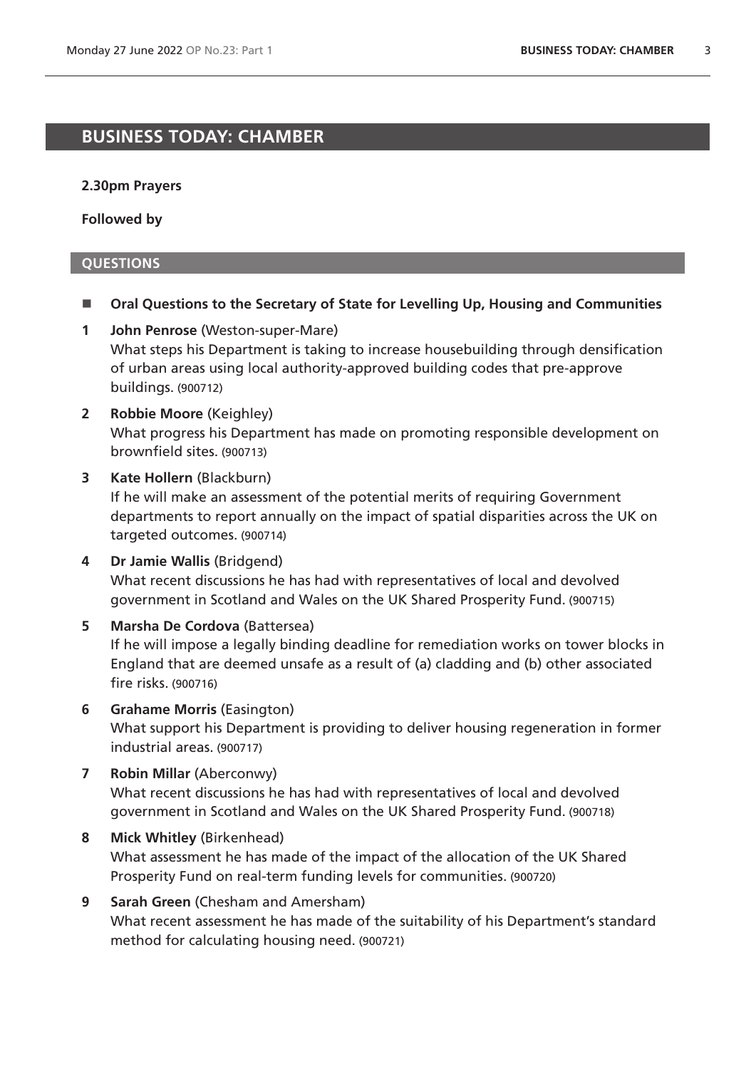# BUSINESS TODAY: CHAMBER

**2.30pm Prayers**

**Followed by**

## QUESTIONS

- **Oral Questions to the Secretary of State for Levelling Up, Housing and Communities**

**1 John Penrose** (Weston-super-Mare)
What steps his Department is taking to increase housebuilding through densification of urban areas using local authority-approved building codes that pre-approve buildings. (900712)

**2 Robbie Moore** (Keighley)
What progress his Department has made on promoting responsible development on brownfield sites. (900713)

**3 Kate Hollern** (Blackburn)
If he will make an assessment of the potential merits of requiring Government departments to report annually on the impact of spatial disparities across the UK on targeted outcomes. (900714)

**4 Dr Jamie Wallis** (Bridgend)
What recent discussions he has had with representatives of local and devolved government in Scotland and Wales on the UK Shared Prosperity Fund. (900715)

**5 Marsha De Cordova** (Battersea)
If he will impose a legally binding deadline for remediation works on tower blocks in England that are deemed unsafe as a result of (a) cladding and (b) other associated fire risks. (900716)

**6 Grahame Morris** (Easington)
What support his Department is providing to deliver housing regeneration in former industrial areas. (900717)

**7 Robin Millar** (Aberconwy)
What recent discussions he has had with representatives of local and devolved government in Scotland and Wales on the UK Shared Prosperity Fund. (900718)

**8 Mick Whitley** (Birkenhead)
What assessment he has made of the impact of the allocation of the UK Shared Prosperity Fund on real-term funding levels for communities. (900720)

**9 Sarah Green** (Chesham and Amersham)
What recent assessment he has made of the suitability of his Department's standard method for calculating housing need. (900721)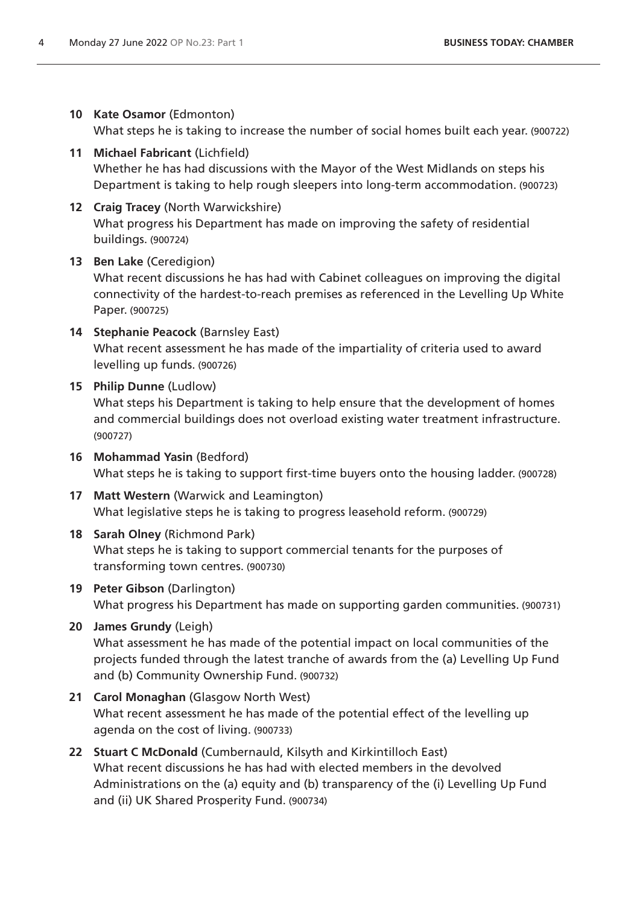**10 Kate Osamor** (Edmonton)
What steps he is taking to increase the number of social homes built each year. (900722)

**11 Michael Fabricant** (Lichfield)
Whether he has had discussions with the Mayor of the West Midlands on steps his Department is taking to help rough sleepers into long-term accommodation. (900723)

**12 Craig Tracey** (North Warwickshire)
What progress his Department has made on improving the safety of residential buildings. (900724)

**13 Ben Lake** (Ceredigion)
What recent discussions he has had with Cabinet colleagues on improving the digital connectivity of the hardest-to-reach premises as referenced in the Levelling Up White Paper. (900725)

**14 Stephanie Peacock** (Barnsley East)
What recent assessment he has made of the impartiality of criteria used to award levelling up funds. (900726)

**15 Philip Dunne** (Ludlow)
What steps his Department is taking to help ensure that the development of homes and commercial buildings does not overload existing water treatment infrastructure. (900727)

**16 Mohammad Yasin** (Bedford)
What steps he is taking to support first-time buyers onto the housing ladder. (900728)

**17 Matt Western** (Warwick and Leamington)
What legislative steps he is taking to progress leasehold reform. (900729)

**18 Sarah Olney** (Richmond Park)
What steps he is taking to support commercial tenants for the purposes of transforming town centres. (900730)

**19 Peter Gibson** (Darlington)
What progress his Department has made on supporting garden communities. (900731)

**20 James Grundy** (Leigh)
What assessment he has made of the potential impact on local communities of the projects funded through the latest tranche of awards from the (a) Levelling Up Fund and (b) Community Ownership Fund. (900732)

**21 Carol Monaghan** (Glasgow North West)
What recent assessment he has made of the potential effect of the levelling up agenda on the cost of living. (900733)

**22 Stuart C McDonald** (Cumbernauld, Kilsyth and Kirkintilloch East)
What recent discussions he has had with elected members in the devolved Administrations on the (a) equity and (b) transparency of the (i) Levelling Up Fund and (ii) UK Shared Prosperity Fund. (900734)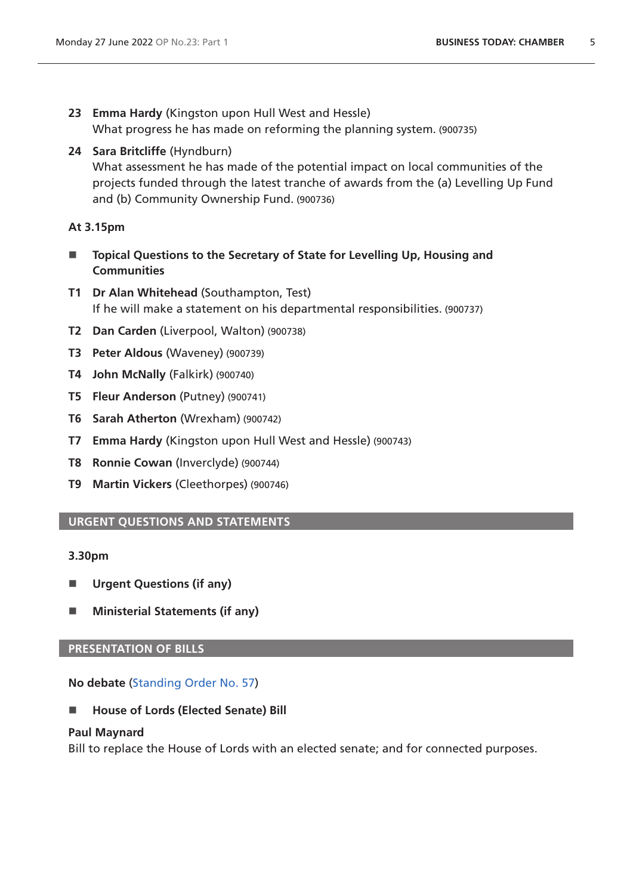**23** **Emma Hardy** (Kingston upon Hull West and Hessle)
What progress he has made on reforming the planning system. (900735)

**24** **Sara Britcliffe** (Hyndburn)
What assessment he has made of the potential impact on local communities of the projects funded through the latest tranche of awards from the (a) Levelling Up Fund and (b) Community Ownership Fund. (900736)

**At 3.15pm**

- **Topical Questions to the Secretary of State for Levelling Up, Housing and Communities**

**T1** **Dr Alan Whitehead** (Southampton, Test)
If he will make a statement on his departmental responsibilities. (900737)

**T2** **Dan Carden** (Liverpool, Walton) (900738)

**T3** **Peter Aldous** (Waveney) (900739)

**T4** **John McNally** (Falkirk) (900740)

**T5** **Fleur Anderson** (Putney) (900741)

**T6** **Sarah Atherton** (Wrexham) (900742)

**T7** **Emma Hardy** (Kingston upon Hull West and Hessle) (900743)

**T8** **Ronnie Cowan** (Inverclyde) (900744)

**T9** **Martin Vickers** (Cleethorpes) (900746)

## URGENT QUESTIONS AND STATEMENTS

**3.30pm**

- **Urgent Questions (if any)**
- **Ministerial Statements (if any)**

## PRESENTATION OF BILLS

**No debate** (Standing Order No. 57)

- **House of Lords (Elected Senate) Bill**

**Paul Maynard**
Bill to replace the House of Lords with an elected senate; and for connected purposes.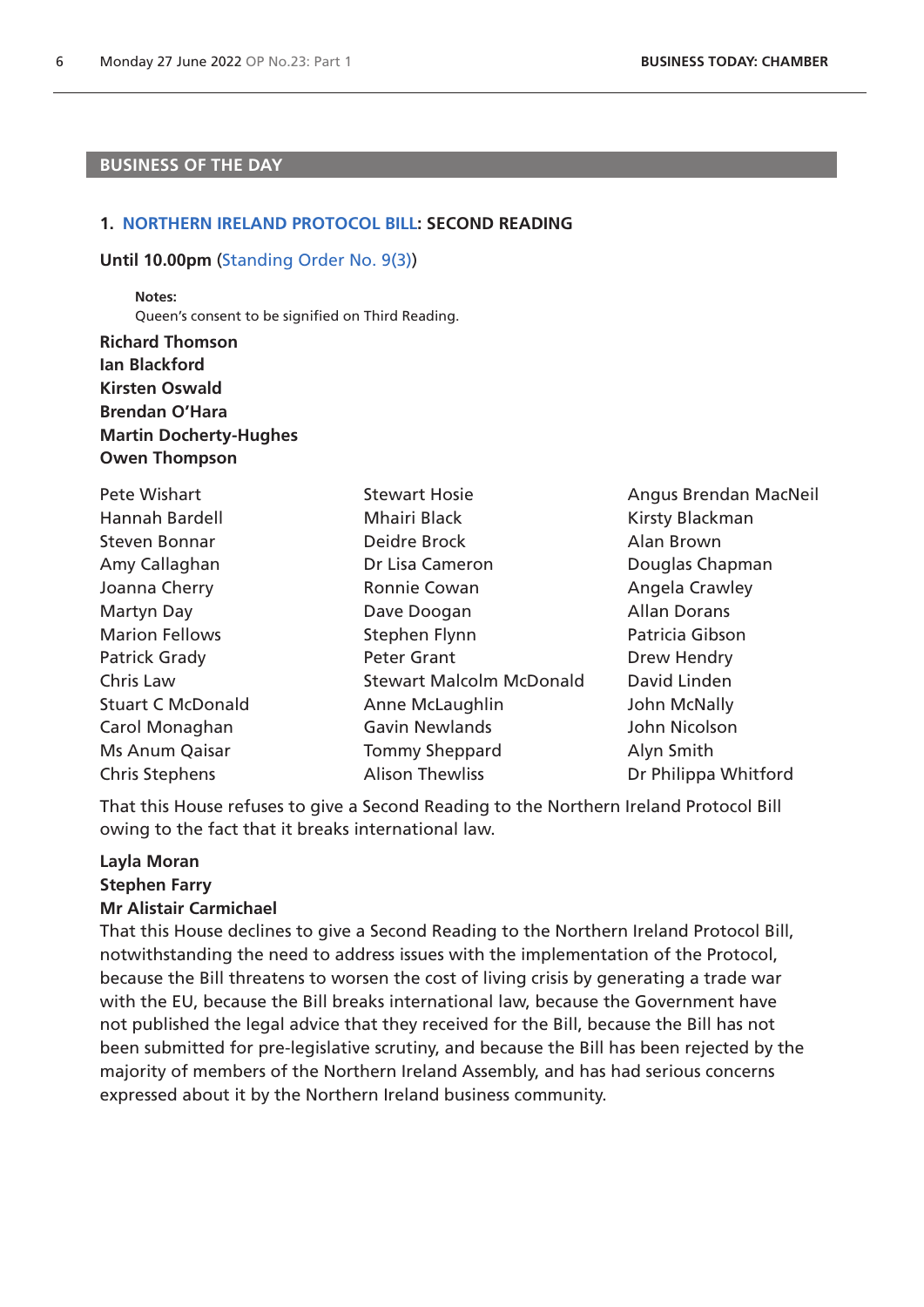## BUSINESS OF THE DAY

### 1. NORTHERN IRELAND PROTOCOL BILL: SECOND READING

**Until 10.00pm** (Standing Order No. 9(3))

**Notes:**
Queen's consent to be signified on Third Reading.

**Richard Thomson**
**Ian Blackford**
**Kirsten Oswald**
**Brendan O'Hara**
**Martin Docherty-Hughes**
**Owen Thompson**

Pete Wishart
Hannah Bardell
Steven Bonnar
Amy Callaghan
Joanna Cherry
Martyn Day
Marion Fellows
Patrick Grady
Chris Law
Stuart C McDonald
Carol Monaghan
Ms Anum Qaisar
Chris Stephens
Stewart Hosie
Mhairi Black
Deidre Brock
Dr Lisa Cameron
Ronnie Cowan
Dave Doogan
Stephen Flynn
Peter Grant
Stewart Malcolm McDonald
Anne McLaughlin
Gavin Newlands
Tommy Sheppard
Alison Thewliss
Angus Brendan MacNeil
Kirsty Blackman
Alan Brown
Douglas Chapman
Angela Crawley
Allan Dorans
Patricia Gibson
Drew Hendry
David Linden
John McNally
John Nicolson
Alyn Smith
Dr Philippa Whitford

That this House refuses to give a Second Reading to the Northern Ireland Protocol Bill owing to the fact that it breaks international law.

**Layla Moran**
**Stephen Farry**
**Mr Alistair Carmichael**

That this House declines to give a Second Reading to the Northern Ireland Protocol Bill, notwithstanding the need to address issues with the implementation of the Protocol, because the Bill threatens to worsen the cost of living crisis by generating a trade war with the EU, because the Bill breaks international law, because the Government have not published the legal advice that they received for the Bill, because the Bill has not been submitted for pre-legislative scrutiny, and because the Bill has been rejected by the majority of members of the Northern Ireland Assembly, and has had serious concerns expressed about it by the Northern Ireland business community.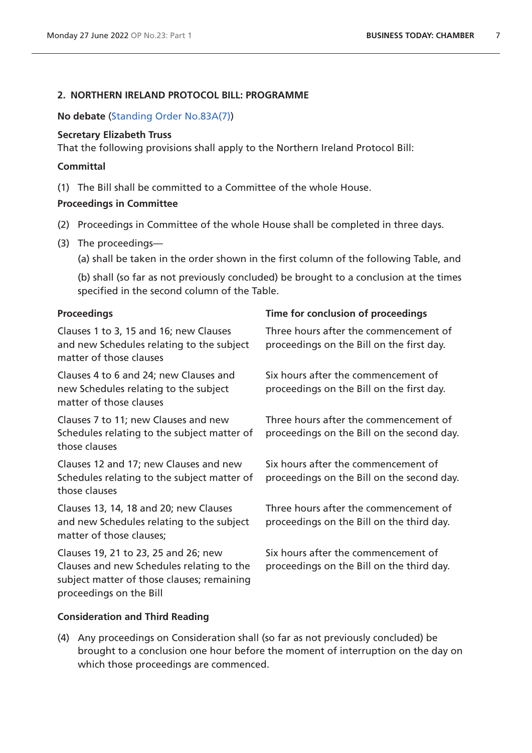## 2. NORTHERN IRELAND PROTOCOL BILL: PROGRAMME

**No debate** (Standing Order No.83A(7))

**Secretary Elizabeth Truss**

That the following provisions shall apply to the Northern Ireland Protocol Bill:

**Committal**

(1) The Bill shall be committed to a Committee of the whole House.

**Proceedings in Committee**

(2) Proceedings in Committee of the whole House shall be completed in three days.

(3) The proceedings—

(a) shall be taken in the order shown in the first column of the following Table, and

(b) shall (so far as not previously concluded) be brought to a conclusion at the times specified in the second column of the Table.

| Proceedings | Time for conclusion of proceedings |
|---|---|
| Clauses 1 to 3, 15 and 16; new Clauses and new Schedules relating to the subject matter of those clauses | Three hours after the commencement of proceedings on the Bill on the first day. |
| Clauses 4 to 6 and 24; new Clauses and new Schedules relating to the subject matter of those clauses | Six hours after the commencement of proceedings on the Bill on the first day. |
| Clauses 7 to 11; new Clauses and new Schedules relating to the subject matter of those clauses | Three hours after the commencement of proceedings on the Bill on the second day. |
| Clauses 12 and 17; new Clauses and new Schedules relating to the subject matter of those clauses | Six hours after the commencement of proceedings on the Bill on the second day. |
| Clauses 13, 14, 18 and 20; new Clauses and new Schedules relating to the subject matter of those clauses; | Three hours after the commencement of proceedings on the Bill on the third day. |
| Clauses 19, 21 to 23, 25 and 26; new Clauses and new Schedules relating to the subject matter of those clauses; remaining proceedings on the Bill | Six hours after the commencement of proceedings on the Bill on the third day. |

**Consideration and Third Reading**

(4) Any proceedings on Consideration shall (so far as not previously concluded) be brought to a conclusion one hour before the moment of interruption on the day on which those proceedings are commenced.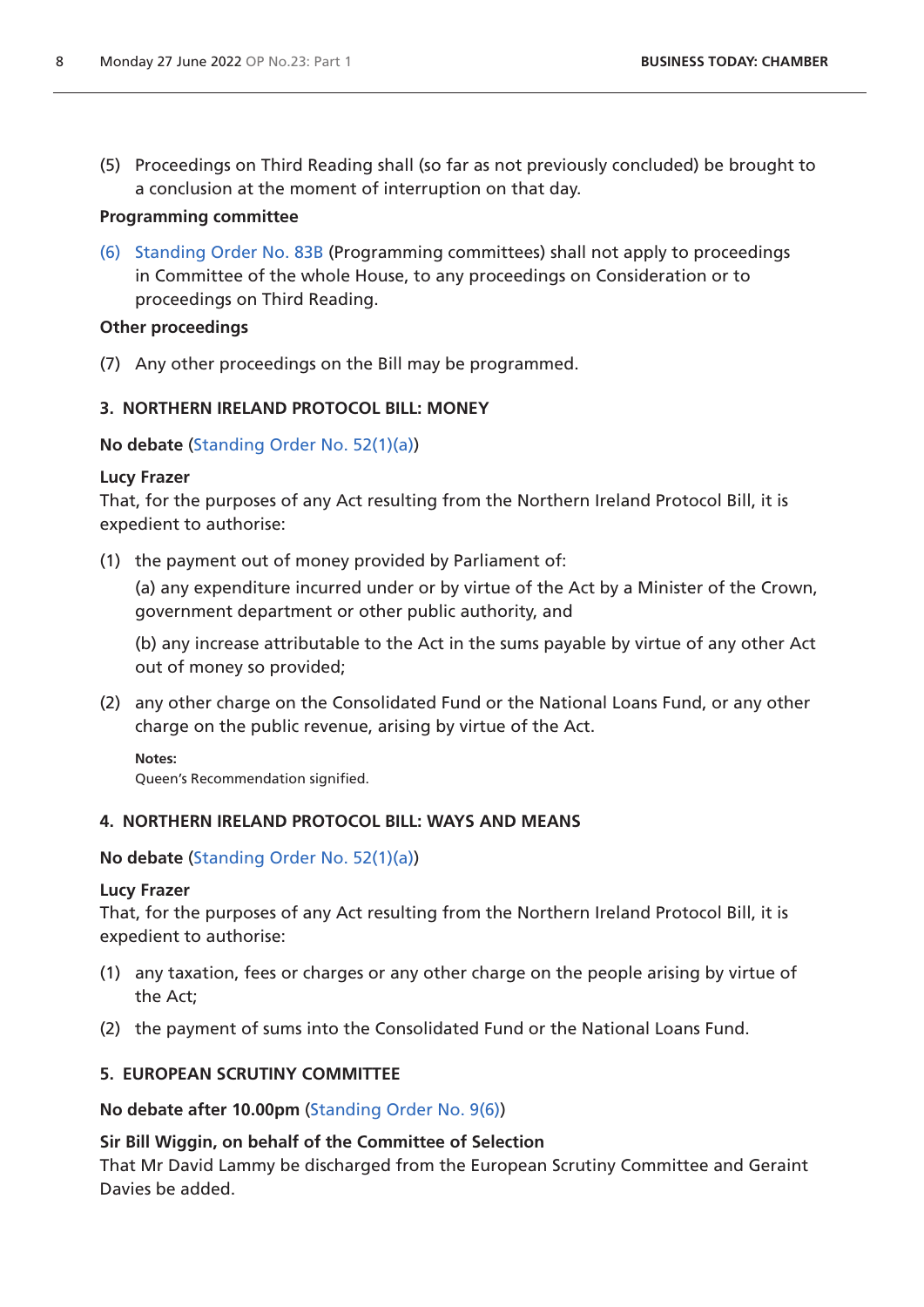(5) Proceedings on Third Reading shall (so far as not previously concluded) be brought to a conclusion at the moment of interruption on that day.

**Programming committee**

(6) Standing Order No. 83B (Programming committees) shall not apply to proceedings in Committee of the whole House, to any proceedings on Consideration or to proceedings on Third Reading.

**Other proceedings**

(7) Any other proceedings on the Bill may be programmed.

### 3. NORTHERN IRELAND PROTOCOL BILL: MONEY

**No debate** (Standing Order No. 52(1)(a))

**Lucy Frazer**
That, for the purposes of any Act resulting from the Northern Ireland Protocol Bill, it is expedient to authorise:

(1) the payment out of money provided by Parliament of:

(a) any expenditure incurred under or by virtue of the Act by a Minister of the Crown, government department or other public authority, and

(b) any increase attributable to the Act in the sums payable by virtue of any other Act out of money so provided;

(2) any other charge on the Consolidated Fund or the National Loans Fund, or any other charge on the public revenue, arising by virtue of the Act.

**Notes:**
Queen's Recommendation signified.

### 4. NORTHERN IRELAND PROTOCOL BILL: WAYS AND MEANS

**No debate** (Standing Order No. 52(1)(a))

**Lucy Frazer**
That, for the purposes of any Act resulting from the Northern Ireland Protocol Bill, it is expedient to authorise:

(1) any taxation, fees or charges or any other charge on the people arising by virtue of the Act;

(2) the payment of sums into the Consolidated Fund or the National Loans Fund.

### 5. EUROPEAN SCRUTINY COMMITTEE

**No debate after 10.00pm** (Standing Order No. 9(6))

**Sir Bill Wiggin, on behalf of the Committee of Selection**
That Mr David Lammy be discharged from the European Scrutiny Committee and Geraint Davies be added.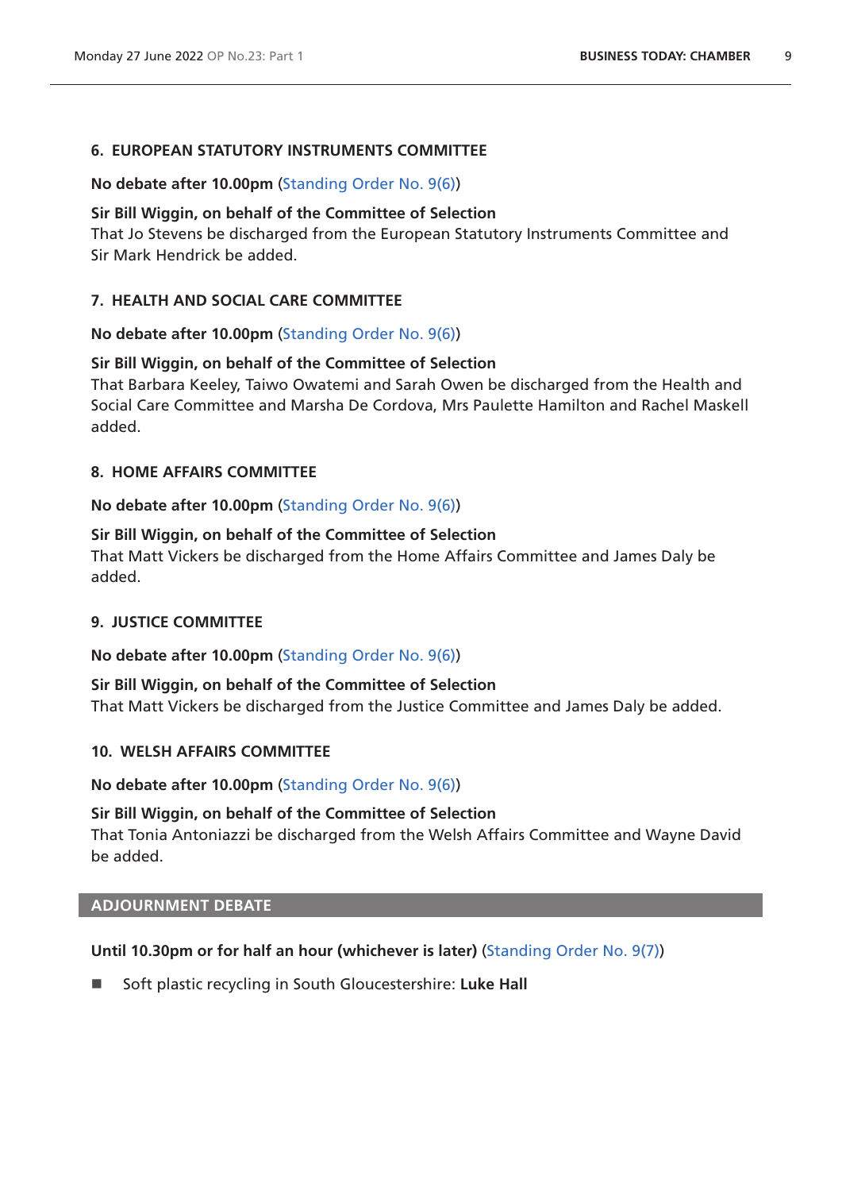### 6. EUROPEAN STATUTORY INSTRUMENTS COMMITTEE

**No debate after 10.00pm** (Standing Order No. 9(6))

**Sir Bill Wiggin, on behalf of the Committee of Selection**
That Jo Stevens be discharged from the European Statutory Instruments Committee and Sir Mark Hendrick be added.

### 7. HEALTH AND SOCIAL CARE COMMITTEE

**No debate after 10.00pm** (Standing Order No. 9(6))

**Sir Bill Wiggin, on behalf of the Committee of Selection**
That Barbara Keeley, Taiwo Owatemi and Sarah Owen be discharged from the Health and Social Care Committee and Marsha De Cordova, Mrs Paulette Hamilton and Rachel Maskell added.

### 8. HOME AFFAIRS COMMITTEE

**No debate after 10.00pm** (Standing Order No. 9(6))

**Sir Bill Wiggin, on behalf of the Committee of Selection**
That Matt Vickers be discharged from the Home Affairs Committee and James Daly be added.

### 9. JUSTICE COMMITTEE

**No debate after 10.00pm** (Standing Order No. 9(6))

**Sir Bill Wiggin, on behalf of the Committee of Selection**
That Matt Vickers be discharged from the Justice Committee and James Daly be added.

### 10. WELSH AFFAIRS COMMITTEE

**No debate after 10.00pm** (Standing Order No. 9(6))

**Sir Bill Wiggin, on behalf of the Committee of Selection**
That Tonia Antoniazzi be discharged from the Welsh Affairs Committee and Wayne David be added.

## ADJOURNMENT DEBATE

**Until 10.30pm or for half an hour (whichever is later)** (Standing Order No. 9(7))

- Soft plastic recycling in South Gloucestershire: **Luke Hall**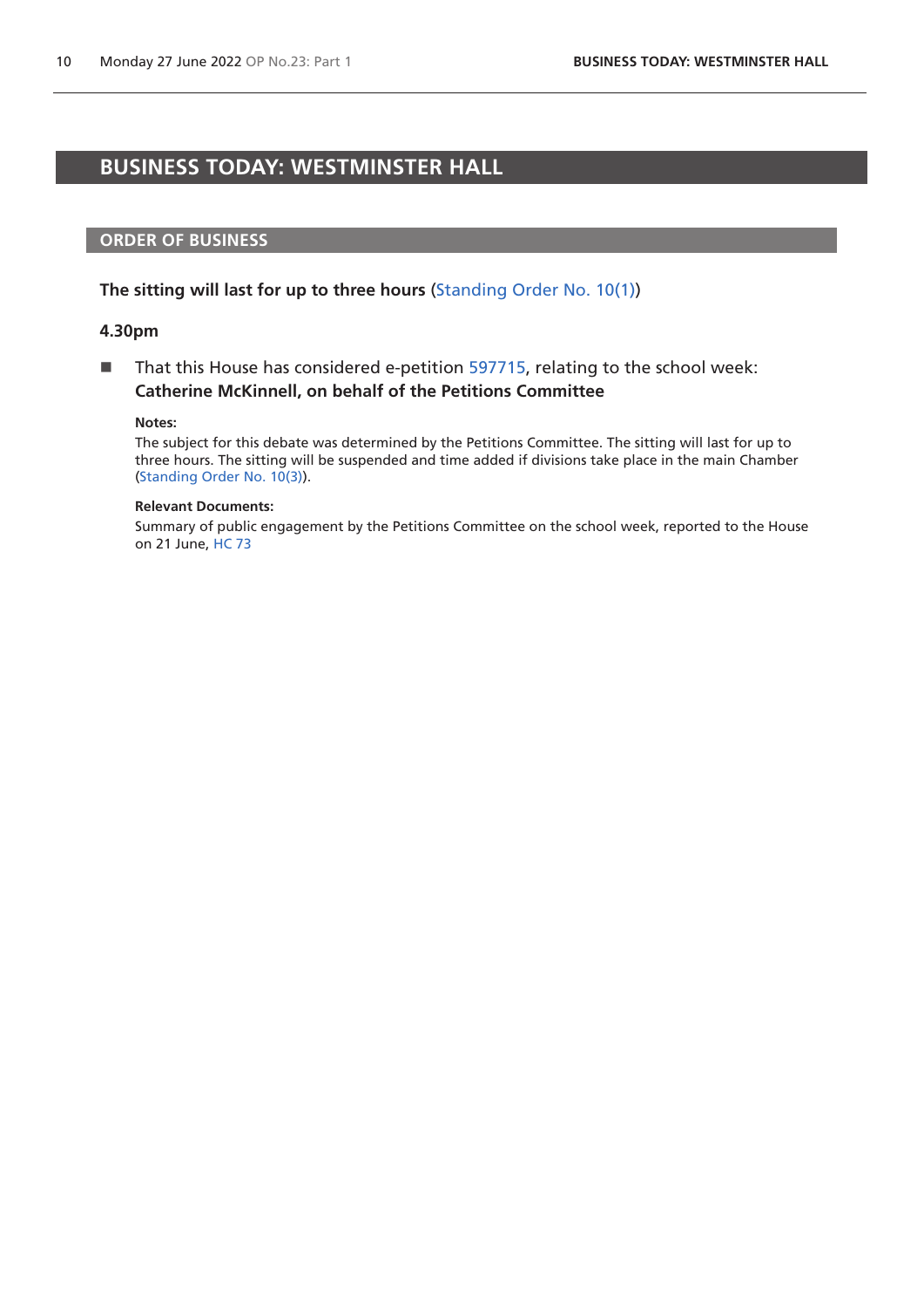# BUSINESS TODAY: WESTMINSTER HALL

## ORDER OF BUSINESS

**The sitting will last for up to three hours** (Standing Order No. 10(1))

**4.30pm**

- That this House has considered e-petition 597715, relating to the school week: **Catherine McKinnell, on behalf of the Petitions Committee**

  **Notes:**
  The subject for this debate was determined by the Petitions Committee. The sitting will last for up to three hours. The sitting will be suspended and time added if divisions take place in the main Chamber (Standing Order No. 10(3)).

  **Relevant Documents:**
  Summary of public engagement by the Petitions Committee on the school week, reported to the House on 21 June, HC 73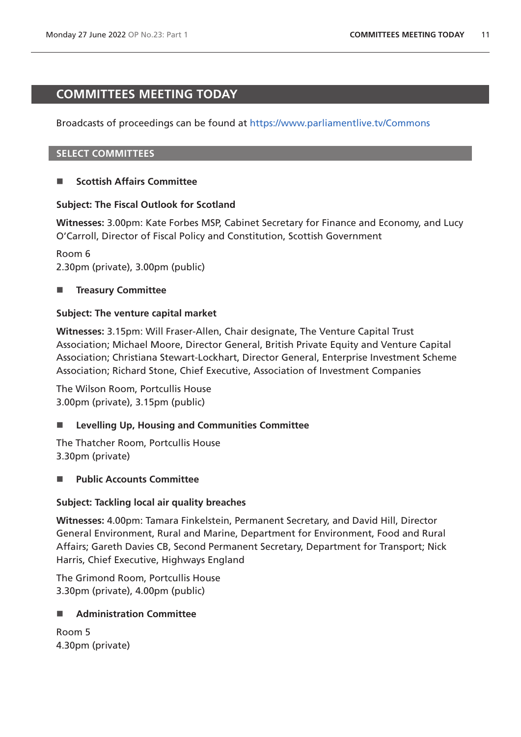# COMMITTEES MEETING TODAY

Broadcasts of proceedings can be found at https://www.parliamentlive.tv/Commons

## SELECT COMMITTEES

### ■ Scottish Affairs Committee

**Subject: The Fiscal Outlook for Scotland**

**Witnesses:** 3.00pm: Kate Forbes MSP, Cabinet Secretary for Finance and Economy, and Lucy O'Carroll, Director of Fiscal Policy and Constitution, Scottish Government

Room 6
2.30pm (private), 3.00pm (public)

### ■ Treasury Committee

**Subject: The venture capital market**

**Witnesses:** 3.15pm: Will Fraser-Allen, Chair designate, The Venture Capital Trust Association; Michael Moore, Director General, British Private Equity and Venture Capital Association; Christiana Stewart-Lockhart, Director General, Enterprise Investment Scheme Association; Richard Stone, Chief Executive, Association of Investment Companies

The Wilson Room, Portcullis House
3.00pm (private), 3.15pm (public)

### ■ Levelling Up, Housing and Communities Committee

The Thatcher Room, Portcullis House
3.30pm (private)

### ■ Public Accounts Committee

**Subject: Tackling local air quality breaches**

**Witnesses:** 4.00pm: Tamara Finkelstein, Permanent Secretary, and David Hill, Director General Environment, Rural and Marine, Department for Environment, Food and Rural Affairs; Gareth Davies CB, Second Permanent Secretary, Department for Transport; Nick Harris, Chief Executive, Highways England

The Grimond Room, Portcullis House
3.30pm (private), 4.00pm (public)

### ■ Administration Committee

Room 5
4.30pm (private)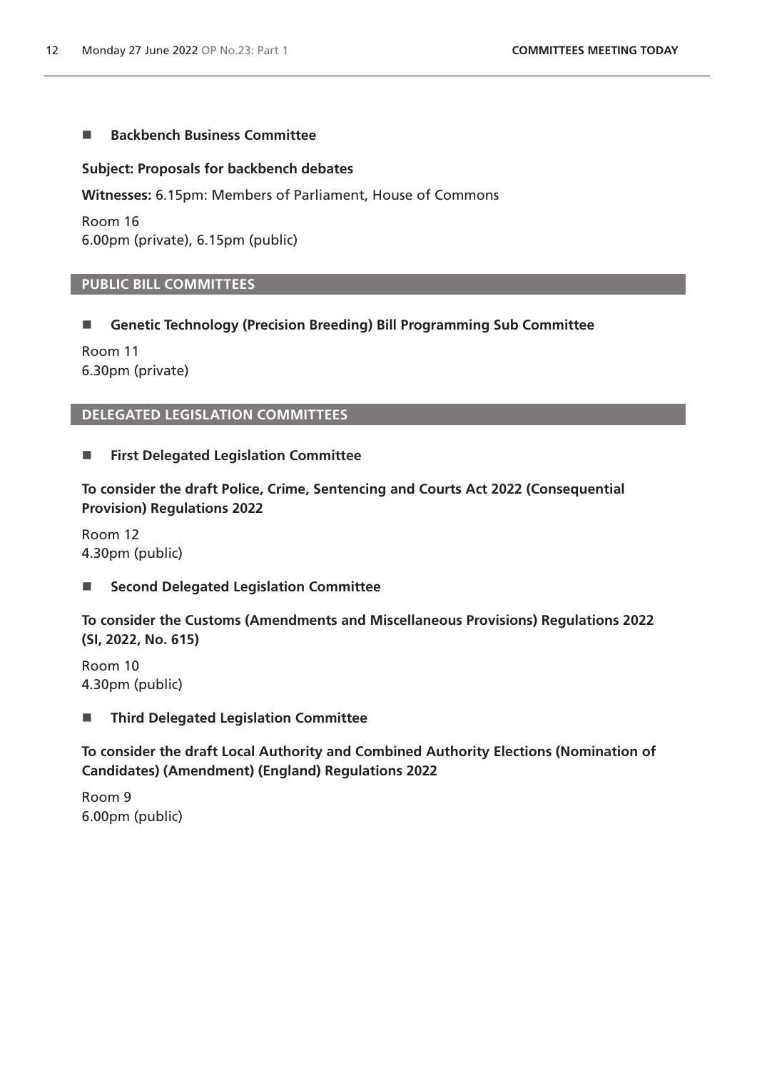### Backbench Business Committee

**Subject: Proposals for backbench debates**

**Witnesses:** 6.15pm: Members of Parliament, House of Commons

Room 16
6.00pm (private), 6.15pm (public)

## PUBLIC BILL COMMITTEES

### Genetic Technology (Precision Breeding) Bill Programming Sub Committee

Room 11
6.30pm (private)

## DELEGATED LEGISLATION COMMITTEES

### First Delegated Legislation Committee

**To consider the draft Police, Crime, Sentencing and Courts Act 2022 (Consequential Provision) Regulations 2022**

Room 12
4.30pm (public)

### Second Delegated Legislation Committee

**To consider the Customs (Amendments and Miscellaneous Provisions) Regulations 2022 (SI, 2022, No. 615)**

Room 10
4.30pm (public)

### Third Delegated Legislation Committee

**To consider the draft Local Authority and Combined Authority Elections (Nomination of Candidates) (Amendment) (England) Regulations 2022**

Room 9
6.00pm (public)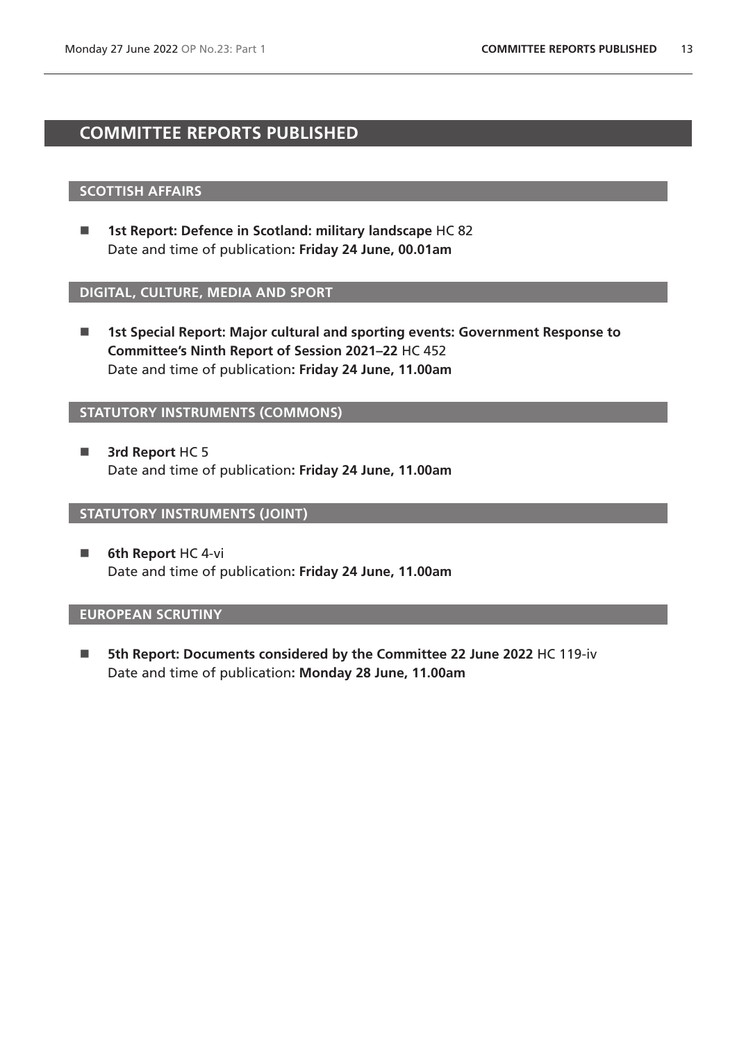# COMMITTEE REPORTS PUBLISHED

## SCOTTISH AFFAIRS

- **1st Report: Defence in Scotland: military landscape** HC 82
  Date and time of publication**: Friday 24 June, 00.01am**

## DIGITAL, CULTURE, MEDIA AND SPORT

- **1st Special Report: Major cultural and sporting events: Government Response to Committee's Ninth Report of Session 2021–22** HC 452
  Date and time of publication**: Friday 24 June, 11.00am**

## STATUTORY INSTRUMENTS (COMMONS)

- **3rd Report** HC 5
  Date and time of publication**: Friday 24 June, 11.00am**

## STATUTORY INSTRUMENTS (JOINT)

- **6th Report** HC 4-vi
  Date and time of publication**: Friday 24 June, 11.00am**

## EUROPEAN SCRUTINY

- **5th Report: Documents considered by the Committee 22 June 2022** HC 119-iv
  Date and time of publication**: Monday 28 June, 11.00am**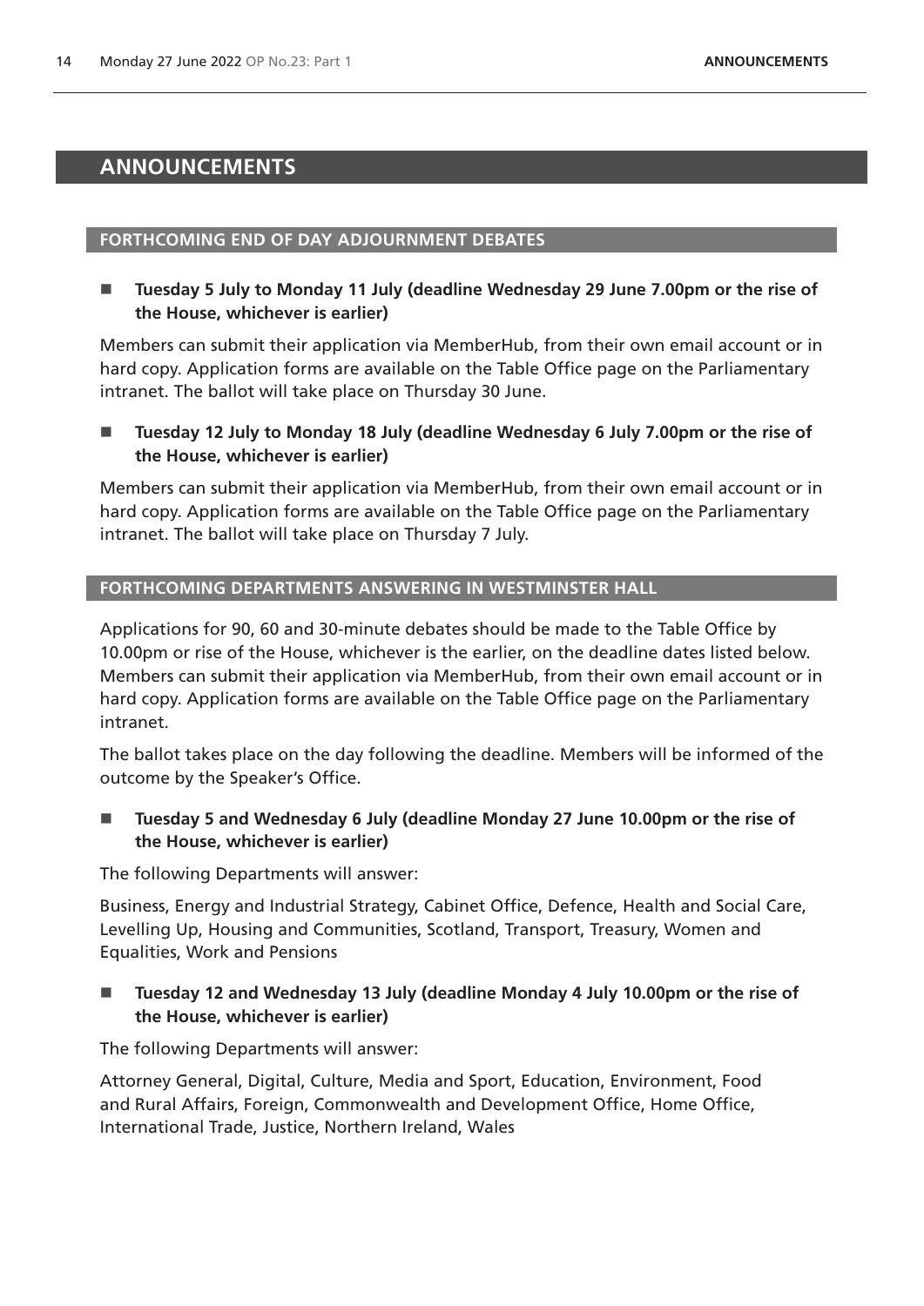# ANNOUNCEMENTS

## FORTHCOMING END OF DAY ADJOURNMENT DEBATES

- **Tuesday 5 July to Monday 11 July (deadline Wednesday 29 June 7.00pm or the rise of the House, whichever is earlier)**

Members can submit their application via MemberHub, from their own email account or in hard copy. Application forms are available on the Table Office page on the Parliamentary intranet. The ballot will take place on Thursday 30 June.

- **Tuesday 12 July to Monday 18 July (deadline Wednesday 6 July 7.00pm or the rise of the House, whichever is earlier)**

Members can submit their application via MemberHub, from their own email account or in hard copy. Application forms are available on the Table Office page on the Parliamentary intranet. The ballot will take place on Thursday 7 July.

## FORTHCOMING DEPARTMENTS ANSWERING IN WESTMINSTER HALL

Applications for 90, 60 and 30-minute debates should be made to the Table Office by 10.00pm or rise of the House, whichever is the earlier, on the deadline dates listed below. Members can submit their application via MemberHub, from their own email account or in hard copy. Application forms are available on the Table Office page on the Parliamentary intranet.

The ballot takes place on the day following the deadline. Members will be informed of the outcome by the Speaker's Office.

- **Tuesday 5 and Wednesday 6 July (deadline Monday 27 June 10.00pm or the rise of the House, whichever is earlier)**

The following Departments will answer:

Business, Energy and Industrial Strategy, Cabinet Office, Defence, Health and Social Care, Levelling Up, Housing and Communities, Scotland, Transport, Treasury, Women and Equalities, Work and Pensions

- **Tuesday 12 and Wednesday 13 July (deadline Monday 4 July 10.00pm or the rise of the House, whichever is earlier)**

The following Departments will answer:

Attorney General, Digital, Culture, Media and Sport, Education, Environment, Food and Rural Affairs, Foreign, Commonwealth and Development Office, Home Office, International Trade, Justice, Northern Ireland, Wales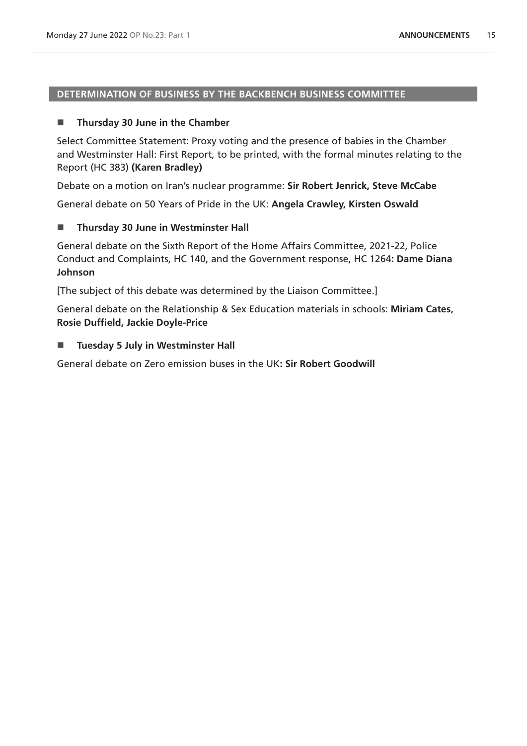## DETERMINATION OF BUSINESS BY THE BACKBENCH BUSINESS COMMITTEE

### ■ Thursday 30 June in the Chamber

Select Committee Statement: Proxy voting and the presence of babies in the Chamber and Westminster Hall: First Report, to be printed, with the formal minutes relating to the Report (HC 383) **(Karen Bradley)**

Debate on a motion on Iran's nuclear programme: **Sir Robert Jenrick, Steve McCabe**

General debate on 50 Years of Pride in the UK: **Angela Crawley, Kirsten Oswald**

### ■ Thursday 30 June in Westminster Hall

General debate on the Sixth Report of the Home Affairs Committee, 2021-22, Police Conduct and Complaints, HC 140, and the Government response, HC 1264**: Dame Diana Johnson**

[The subject of this debate was determined by the Liaison Committee.]

General debate on the Relationship & Sex Education materials in schools: **Miriam Cates, Rosie Duffield, Jackie Doyle-Price**

### ■ Tuesday 5 July in Westminster Hall

General debate on Zero emission buses in the UK**: Sir Robert Goodwill**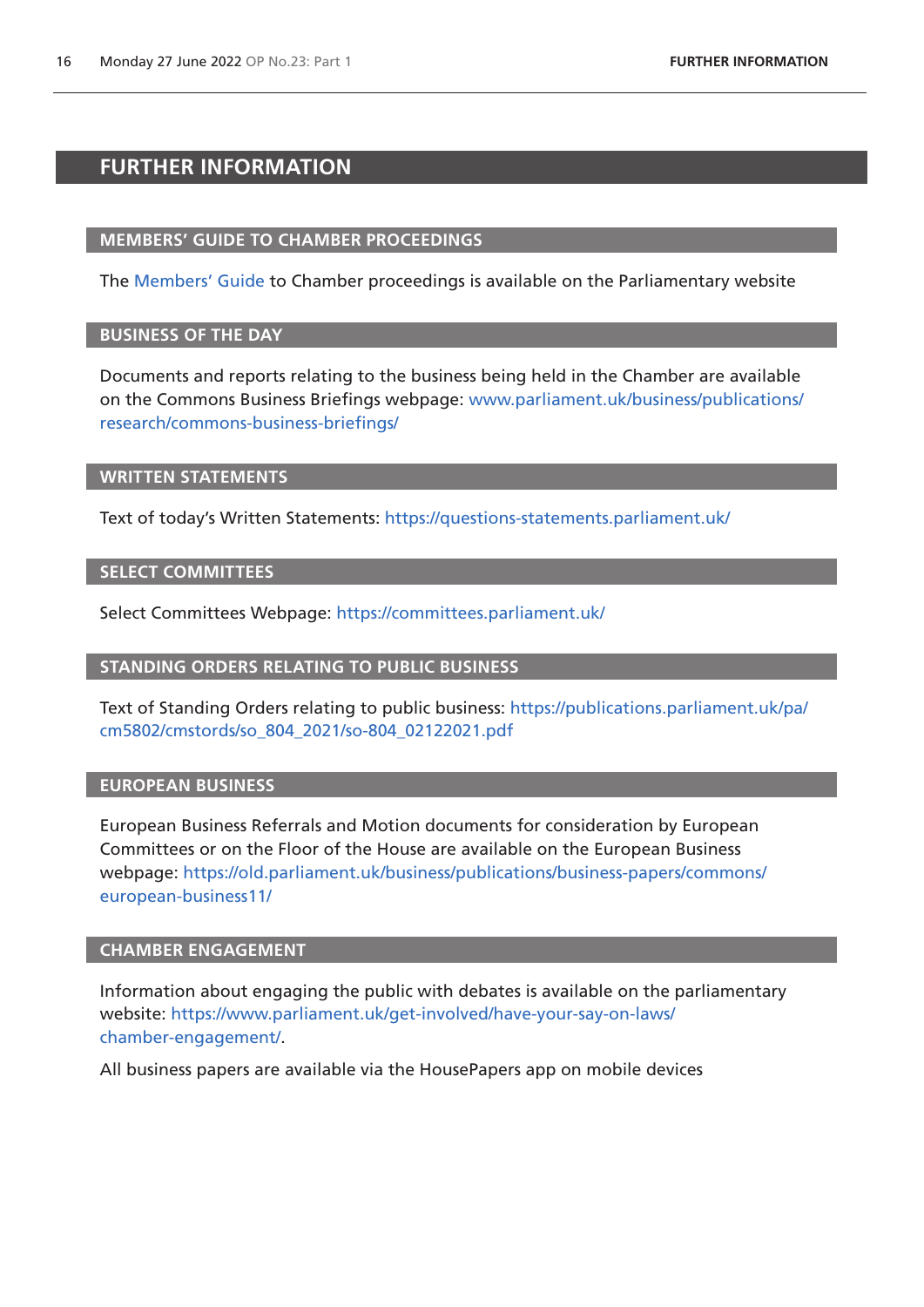# FURTHER INFORMATION

## MEMBERS' GUIDE TO CHAMBER PROCEEDINGS

The Members' Guide to Chamber proceedings is available on the Parliamentary website

## BUSINESS OF THE DAY

Documents and reports relating to the business being held in the Chamber are available on the Commons Business Briefings webpage: www.parliament.uk/business/publications/research/commons-business-briefings/

## WRITTEN STATEMENTS

Text of today's Written Statements: https://questions-statements.parliament.uk/

## SELECT COMMITTEES

Select Committees Webpage: https://committees.parliament.uk/

## STANDING ORDERS RELATING TO PUBLIC BUSINESS

Text of Standing Orders relating to public business: https://publications.parliament.uk/pa/cm5802/cmstords/so_804_2021/so-804_02122021.pdf

## EUROPEAN BUSINESS

European Business Referrals and Motion documents for consideration by European Committees or on the Floor of the House are available on the European Business webpage: https://old.parliament.uk/business/publications/business-papers/commons/european-business11/

## CHAMBER ENGAGEMENT

Information about engaging the public with debates is available on the parliamentary website: https://www.parliament.uk/get-involved/have-your-say-on-laws/chamber-engagement/.

All business papers are available via the HousePapers app on mobile devices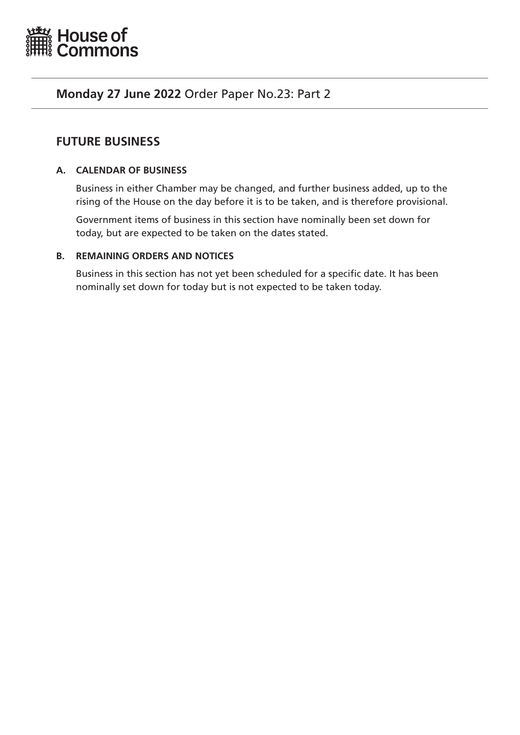House of Commons

**Monday 27 June 2022** Order Paper No.23: Part 2

## FUTURE BUSINESS

### A. CALENDAR OF BUSINESS

Business in either Chamber may be changed, and further business added, up to the rising of the House on the day before it is to be taken, and is therefore provisional.

Government items of business in this section have nominally been set down for today, but are expected to be taken on the dates stated.

### B. REMAINING ORDERS AND NOTICES

Business in this section has not yet been scheduled for a specific date. It has been nominally set down for today but is not expected to be taken today.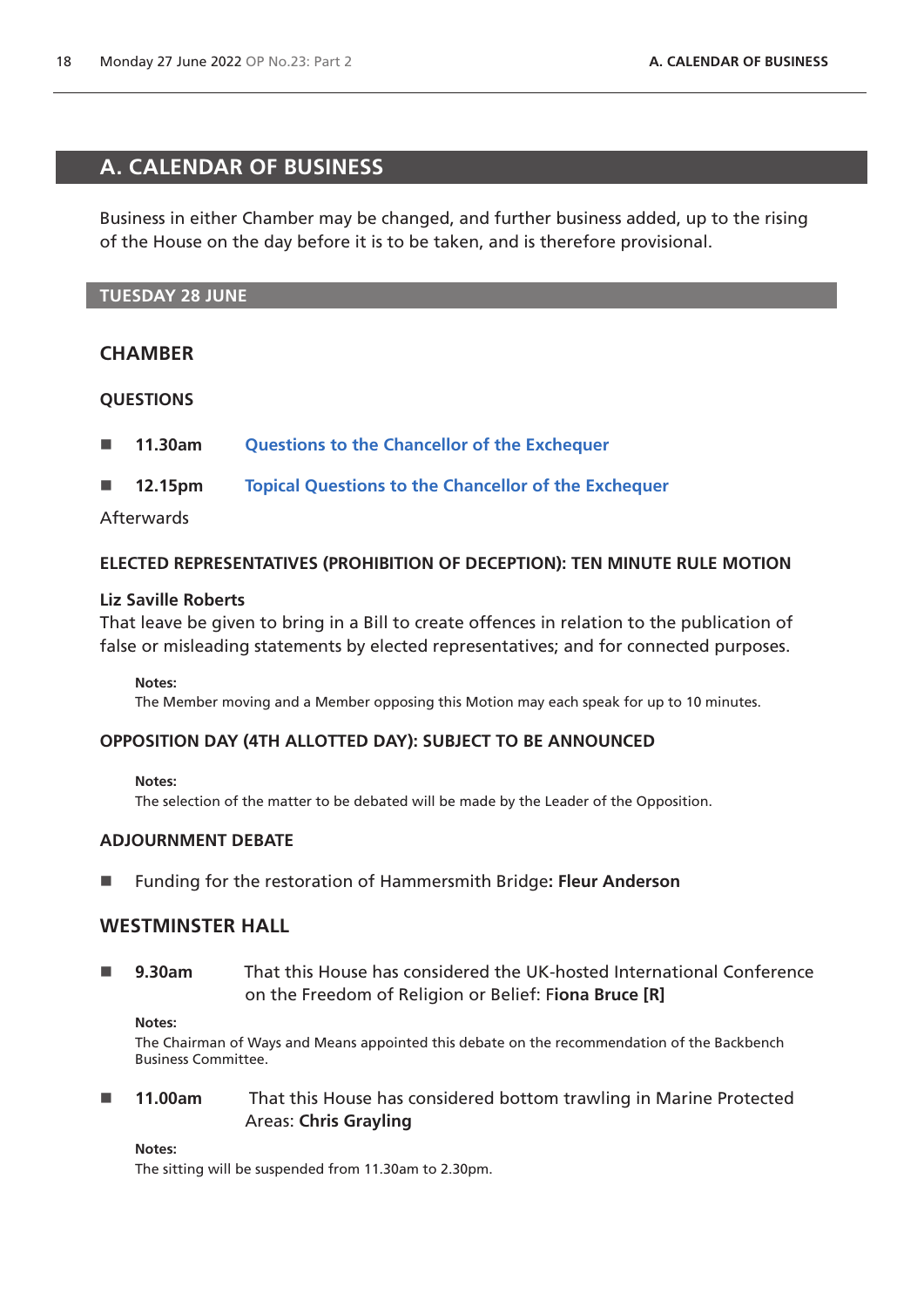# A. CALENDAR OF BUSINESS

Business in either Chamber may be changed, and further business added, up to the rising of the House on the day before it is to be taken, and is therefore provisional.

## TUESDAY 28 JUNE

### CHAMBER

#### QUESTIONS

- **11.30am** Questions to the Chancellor of the Exchequer
- **12.15pm** Topical Questions to the Chancellor of the Exchequer

Afterwards

#### ELECTED REPRESENTATIVES (PROHIBITION OF DECEPTION): TEN MINUTE RULE MOTION

**Liz Saville Roberts**
That leave be given to bring in a Bill to create offences in relation to the publication of false or misleading statements by elected representatives; and for connected purposes.

**Notes:**
The Member moving and a Member opposing this Motion may each speak for up to 10 minutes.

#### OPPOSITION DAY (4TH ALLOTTED DAY): SUBJECT TO BE ANNOUNCED

**Notes:**
The selection of the matter to be debated will be made by the Leader of the Opposition.

#### ADJOURNMENT DEBATE

- Funding for the restoration of Hammersmith Bridge**: Fleur Anderson**

### WESTMINSTER HALL

- **9.30am** That this House has considered the UK-hosted International Conference on the Freedom of Religion or Belief: **Fiona Bruce [R]**

**Notes:**
The Chairman of Ways and Means appointed this debate on the recommendation of the Backbench Business Committee.

- **11.00am** That this House has considered bottom trawling in Marine Protected Areas: **Chris Grayling**

**Notes:**
The sitting will be suspended from 11.30am to 2.30pm.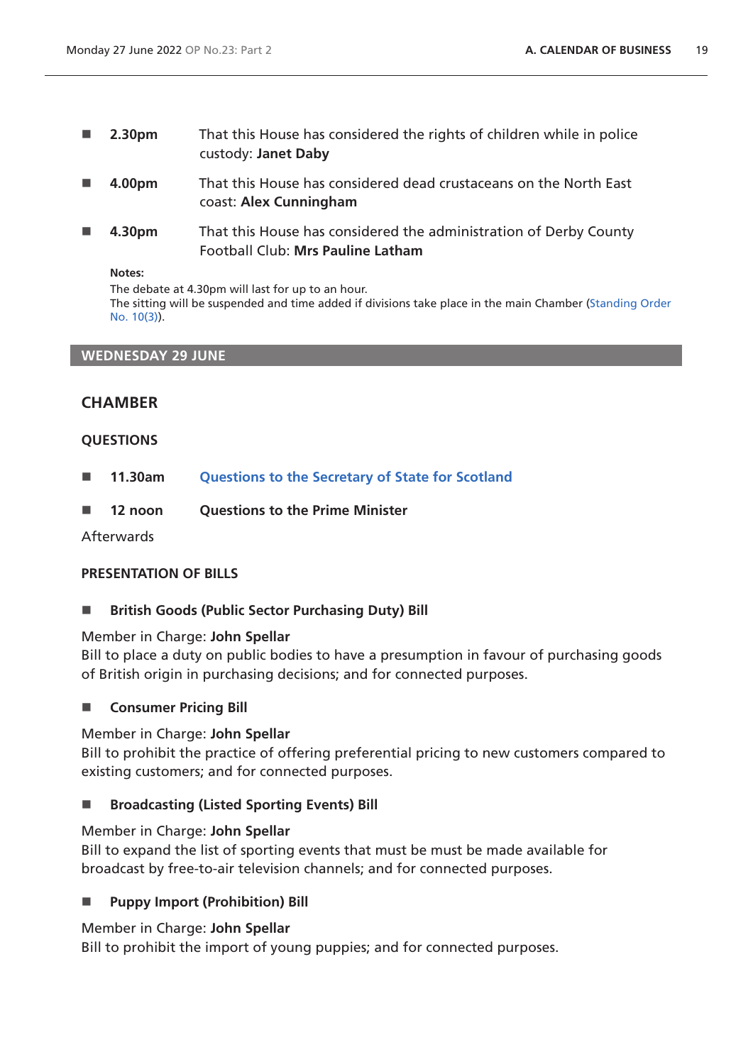- **2.30pm** That this House has considered the rights of children while in police custody: **Janet Daby**
- **4.00pm** That this House has considered dead crustaceans on the North East coast: **Alex Cunningham**
- **4.30pm** That this House has considered the administration of Derby County Football Club: **Mrs Pauline Latham**

**Notes:**
The debate at 4.30pm will last for up to an hour.
The sitting will be suspended and time added if divisions take place in the main Chamber (Standing Order No. 10(3)).

## WEDNESDAY 29 JUNE

### CHAMBER

#### QUESTIONS

- **11.30am** **Questions to the Secretary of State for Scotland**
- **12 noon** **Questions to the Prime Minister**

Afterwards

#### PRESENTATION OF BILLS

- **British Goods (Public Sector Purchasing Duty) Bill**

Member in Charge: **John Spellar**
Bill to place a duty on public bodies to have a presumption in favour of purchasing goods of British origin in purchasing decisions; and for connected purposes.

- **Consumer Pricing Bill**

Member in Charge: **John Spellar**
Bill to prohibit the practice of offering preferential pricing to new customers compared to existing customers; and for connected purposes.

- **Broadcasting (Listed Sporting Events) Bill**

Member in Charge: **John Spellar**
Bill to expand the list of sporting events that must be must be made available for broadcast by free-to-air television channels; and for connected purposes.

- **Puppy Import (Prohibition) Bill**

Member in Charge: **John Spellar**
Bill to prohibit the import of young puppies; and for connected purposes.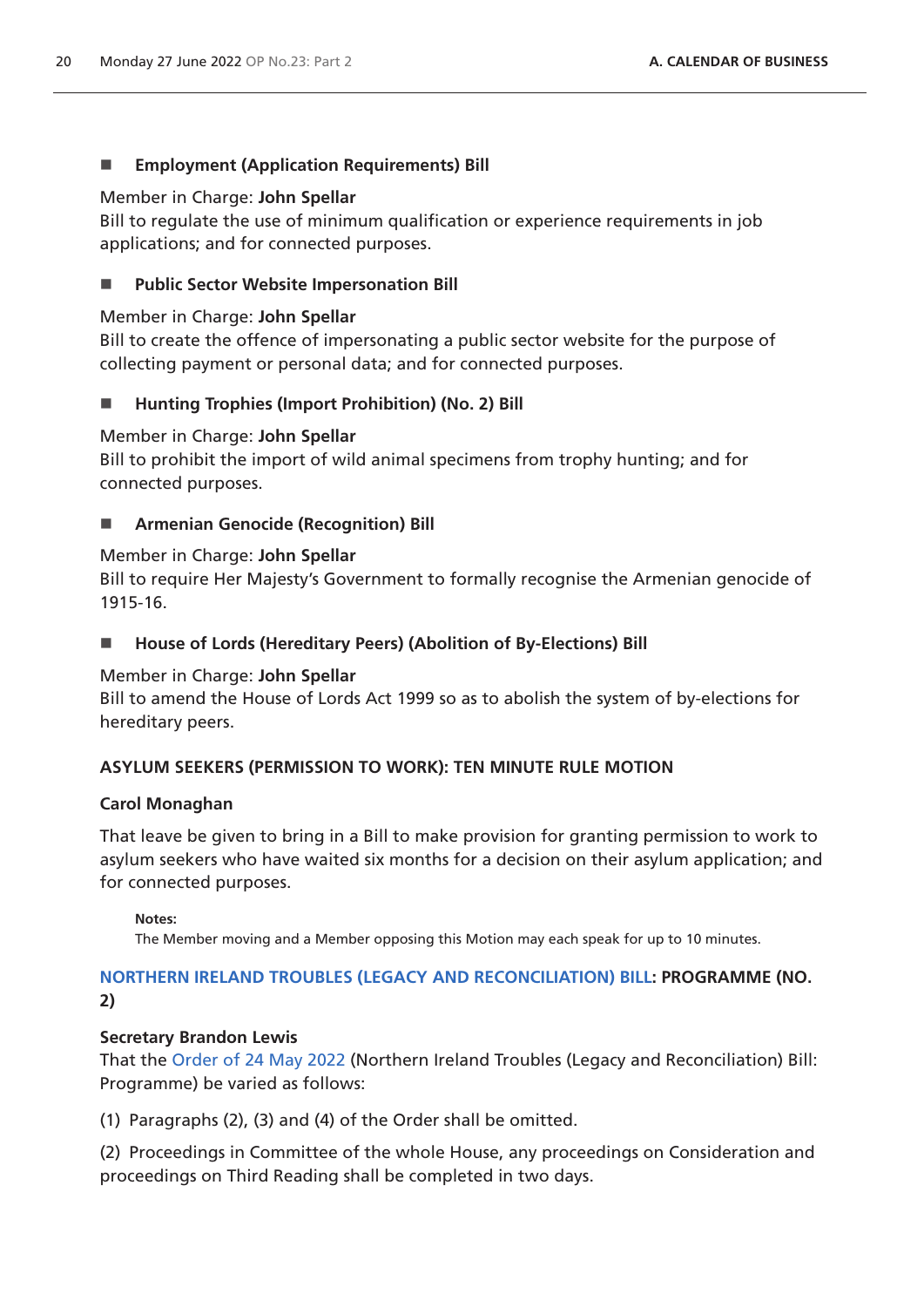- **Employment (Application Requirements) Bill**

Member in Charge: **John Spellar**
Bill to regulate the use of minimum qualification or experience requirements in job applications; and for connected purposes.

- **Public Sector Website Impersonation Bill**

Member in Charge: **John Spellar**
Bill to create the offence of impersonating a public sector website for the purpose of collecting payment or personal data; and for connected purposes.

- **Hunting Trophies (Import Prohibition) (No. 2) Bill**

Member in Charge: **John Spellar**
Bill to prohibit the import of wild animal specimens from trophy hunting; and for connected purposes.

- **Armenian Genocide (Recognition) Bill**

Member in Charge: **John Spellar**
Bill to require Her Majesty's Government to formally recognise the Armenian genocide of 1915-16.

- **House of Lords (Hereditary Peers) (Abolition of By-Elections) Bill**

Member in Charge: **John Spellar**
Bill to amend the House of Lords Act 1999 so as to abolish the system of by-elections for hereditary peers.

**ASYLUM SEEKERS (PERMISSION TO WORK): TEN MINUTE RULE MOTION**

**Carol Monaghan**

That leave be given to bring in a Bill to make provision for granting permission to work to asylum seekers who have waited six months for a decision on their asylum application; and for connected purposes.

> **Notes:**
> The Member moving and a Member opposing this Motion may each speak for up to 10 minutes.

**NORTHERN IRELAND TROUBLES (LEGACY AND RECONCILIATION) BILL: PROGRAMME (NO. 2)**

**Secretary Brandon Lewis**
That the Order of 24 May 2022 (Northern Ireland Troubles (Legacy and Reconciliation) Bill: Programme) be varied as follows:

(1) Paragraphs (2), (3) and (4) of the Order shall be omitted.

(2) Proceedings in Committee of the whole House, any proceedings on Consideration and proceedings on Third Reading shall be completed in two days.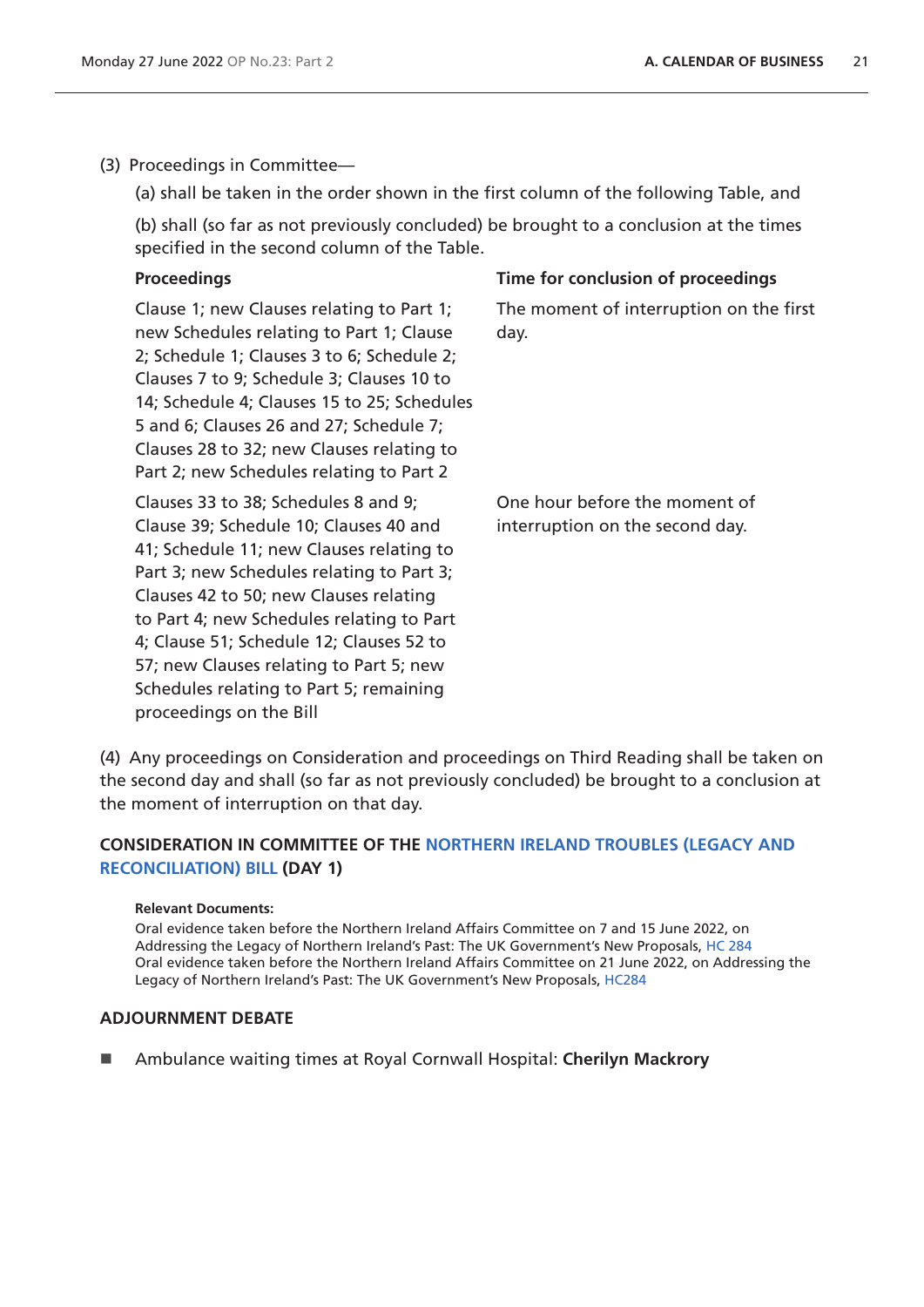(3) Proceedings in Committee—

(a) shall be taken in the order shown in the first column of the following Table, and

(b) shall (so far as not previously concluded) be brought to a conclusion at the times specified in the second column of the Table.

| Proceedings | Time for conclusion of proceedings |
| --- | --- |
| Clause 1; new Clauses relating to Part 1; new Schedules relating to Part 1; Clause 2; Schedule 1; Clauses 3 to 6; Schedule 2; Clauses 7 to 9; Schedule 3; Clauses 10 to 14; Schedule 4; Clauses 15 to 25; Schedules 5 and 6; Clauses 26 and 27; Schedule 7; Clauses 28 to 32; new Clauses relating to Part 2; new Schedules relating to Part 2 | The moment of interruption on the first day. |
| Clauses 33 to 38; Schedules 8 and 9; Clause 39; Schedule 10; Clauses 40 and 41; Schedule 11; new Clauses relating to Part 3; new Schedules relating to Part 3; Clauses 42 to 50; new Clauses relating to Part 4; new Schedules relating to Part 4; Clause 51; Schedule 12; Clauses 52 to 57; new Clauses relating to Part 5; new Schedules relating to Part 5; remaining proceedings on the Bill | One hour before the moment of interruption on the second day. |

(4) Any proceedings on Consideration and proceedings on Third Reading shall be taken on the second day and shall (so far as not previously concluded) be brought to a conclusion at the moment of interruption on that day.

### CONSIDERATION IN COMMITTEE OF THE NORTHERN IRELAND TROUBLES (LEGACY AND RECONCILIATION) BILL (DAY 1)

**Relevant Documents:**

Oral evidence taken before the Northern Ireland Affairs Committee on 7 and 15 June 2022, on Addressing the Legacy of Northern Ireland's Past: The UK Government's New Proposals, HC 284

Oral evidence taken before the Northern Ireland Affairs Committee on 21 June 2022, on Addressing the Legacy of Northern Ireland's Past: The UK Government's New Proposals, HC284

### ADJOURNMENT DEBATE

- Ambulance waiting times at Royal Cornwall Hospital: **Cherilyn Mackrory**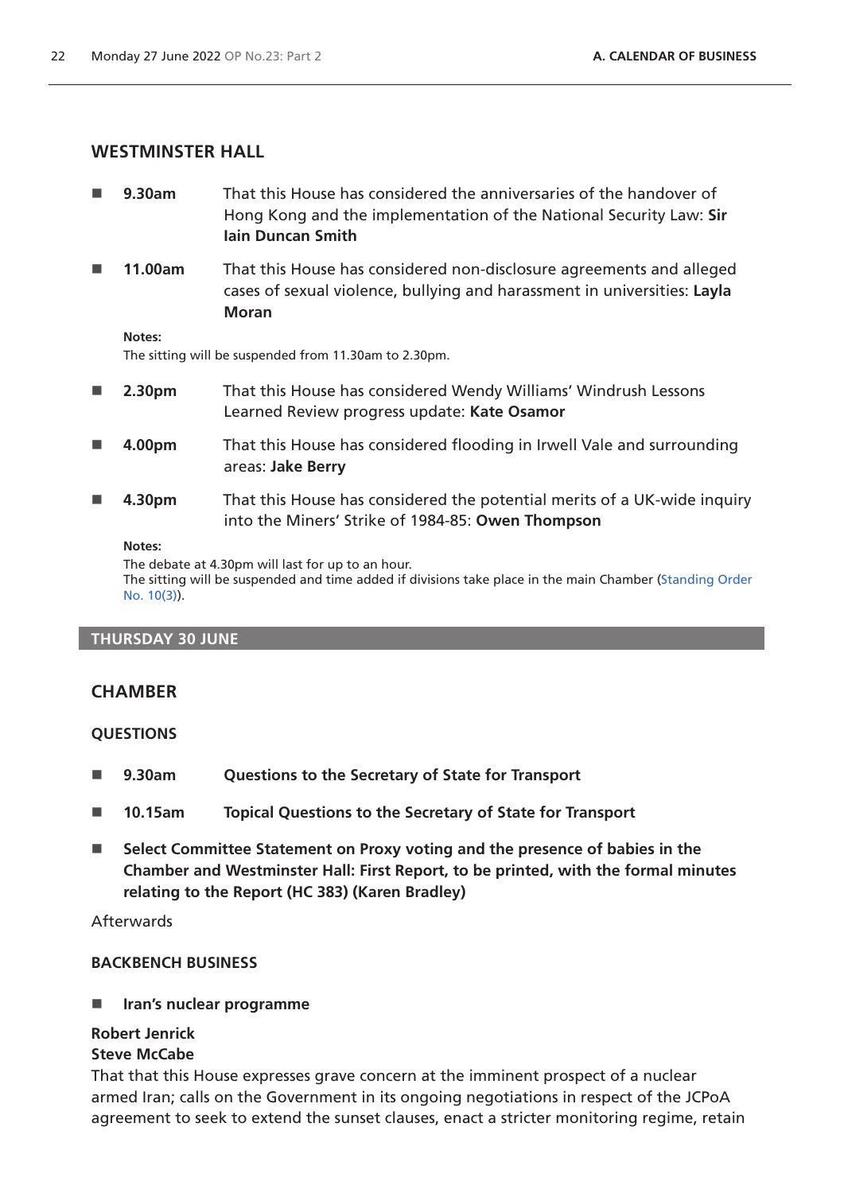## WESTMINSTER HALL

- **9.30am** That this House has considered the anniversaries of the handover of Hong Kong and the implementation of the National Security Law: **Sir Iain Duncan Smith**
- **11.00am** That this House has considered non-disclosure agreements and alleged cases of sexual violence, bullying and harassment in universities: **Layla Moran**

**Notes:**
The sitting will be suspended from 11.30am to 2.30pm.

- **2.30pm** That this House has considered Wendy Williams' Windrush Lessons Learned Review progress update: **Kate Osamor**
- **4.00pm** That this House has considered flooding in Irwell Vale and surrounding areas: **Jake Berry**
- **4.30pm** That this House has considered the potential merits of a UK-wide inquiry into the Miners' Strike of 1984-85: **Owen Thompson**

**Notes:**
The debate at 4.30pm will last for up to an hour.
The sitting will be suspended and time added if divisions take place in the main Chamber (Standing Order No. 10(3)).

## THURSDAY 30 JUNE

## CHAMBER

### QUESTIONS

- **9.30am** **Questions to the Secretary of State for Transport**
- **10.15am** **Topical Questions to the Secretary of State for Transport**
- **Select Committee Statement on Proxy voting and the presence of babies in the Chamber and Westminster Hall: First Report, to be printed, with the formal minutes relating to the Report (HC 383) (Karen Bradley)**

Afterwards

### BACKBENCH BUSINESS

- **Iran's nuclear programme**

**Robert Jenrick**
**Steve McCabe**

That that this House expresses grave concern at the imminent prospect of a nuclear armed Iran; calls on the Government in its ongoing negotiations in respect of the JCPoA agreement to seek to extend the sunset clauses, enact a stricter monitoring regime, retain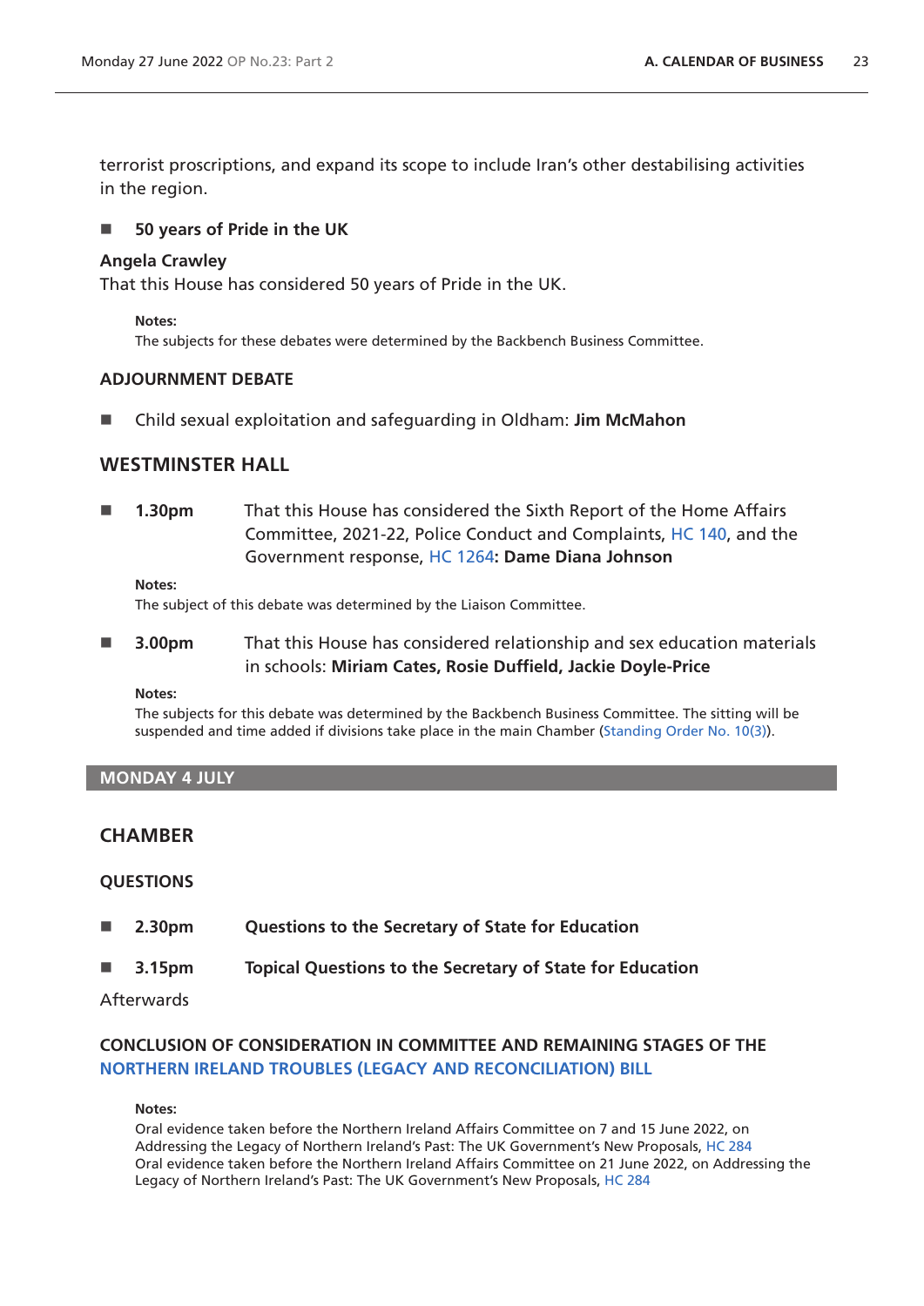terrorist proscriptions, and expand its scope to include Iran's other destabilising activities in the region.

- **50 years of Pride in the UK**

**Angela Crawley**
That this House has considered 50 years of Pride in the UK.

**Notes:**
The subjects for these debates were determined by the Backbench Business Committee.

### ADJOURNMENT DEBATE

- Child sexual exploitation and safeguarding in Oldham: **Jim McMahon**

## WESTMINSTER HALL

- **1.30pm** That this House has considered the Sixth Report of the Home Affairs Committee, 2021-22, Police Conduct and Complaints, HC 140, and the Government response, HC 1264**: Dame Diana Johnson**

**Notes:**
The subject of this debate was determined by the Liaison Committee.

- **3.00pm** That this House has considered relationship and sex education materials in schools: **Miriam Cates, Rosie Duffield, Jackie Doyle-Price**

**Notes:**
The subjects for this debate was determined by the Backbench Business Committee. The sitting will be suspended and time added if divisions take place in the main Chamber (Standing Order No. 10(3)).

# MONDAY 4 JULY

## CHAMBER

### QUESTIONS

- **2.30pm** **Questions to the Secretary of State for Education**
- **3.15pm** **Topical Questions to the Secretary of State for Education**

Afterwards

### CONCLUSION OF CONSIDERATION IN COMMITTEE AND REMAINING STAGES OF THE NORTHERN IRELAND TROUBLES (LEGACY AND RECONCILIATION) BILL

**Notes:**
Oral evidence taken before the Northern Ireland Affairs Committee on 7 and 15 June 2022, on Addressing the Legacy of Northern Ireland's Past: The UK Government's New Proposals, HC 284
Oral evidence taken before the Northern Ireland Affairs Committee on 21 June 2022, on Addressing the Legacy of Northern Ireland's Past: The UK Government's New Proposals, HC 284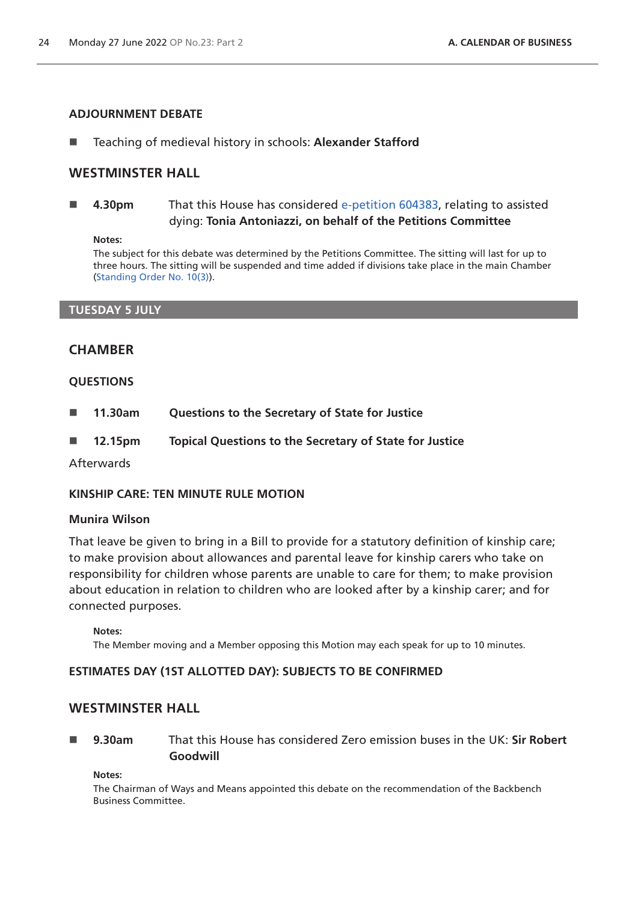### ADJOURNMENT DEBATE

- Teaching of medieval history in schools: **Alexander Stafford**

## WESTMINSTER HALL

- **4.30pm** That this House has considered e-petition 604383, relating to assisted dying: **Tonia Antoniazzi, on behalf of the Petitions Committee**

**Notes:**
The subject for this debate was determined by the Petitions Committee. The sitting will last for up to three hours. The sitting will be suspended and time added if divisions take place in the main Chamber (Standing Order No. 10(3)).

# TUESDAY 5 JULY

## CHAMBER

### QUESTIONS

- **11.30am** **Questions to the Secretary of State for Justice**
- **12.15pm** **Topical Questions to the Secretary of State for Justice**

Afterwards

### KINSHIP CARE: TEN MINUTE RULE MOTION

**Munira Wilson**

That leave be given to bring in a Bill to provide for a statutory definition of kinship care; to make provision about allowances and parental leave for kinship carers who take on responsibility for children whose parents are unable to care for them; to make provision about education in relation to children who are looked after by a kinship carer; and for connected purposes.

**Notes:**
The Member moving and a Member opposing this Motion may each speak for up to 10 minutes.

### ESTIMATES DAY (1ST ALLOTTED DAY): SUBJECTS TO BE CONFIRMED

## WESTMINSTER HALL

- **9.30am** That this House has considered Zero emission buses in the UK: **Sir Robert Goodwill**

**Notes:**
The Chairman of Ways and Means appointed this debate on the recommendation of the Backbench Business Committee.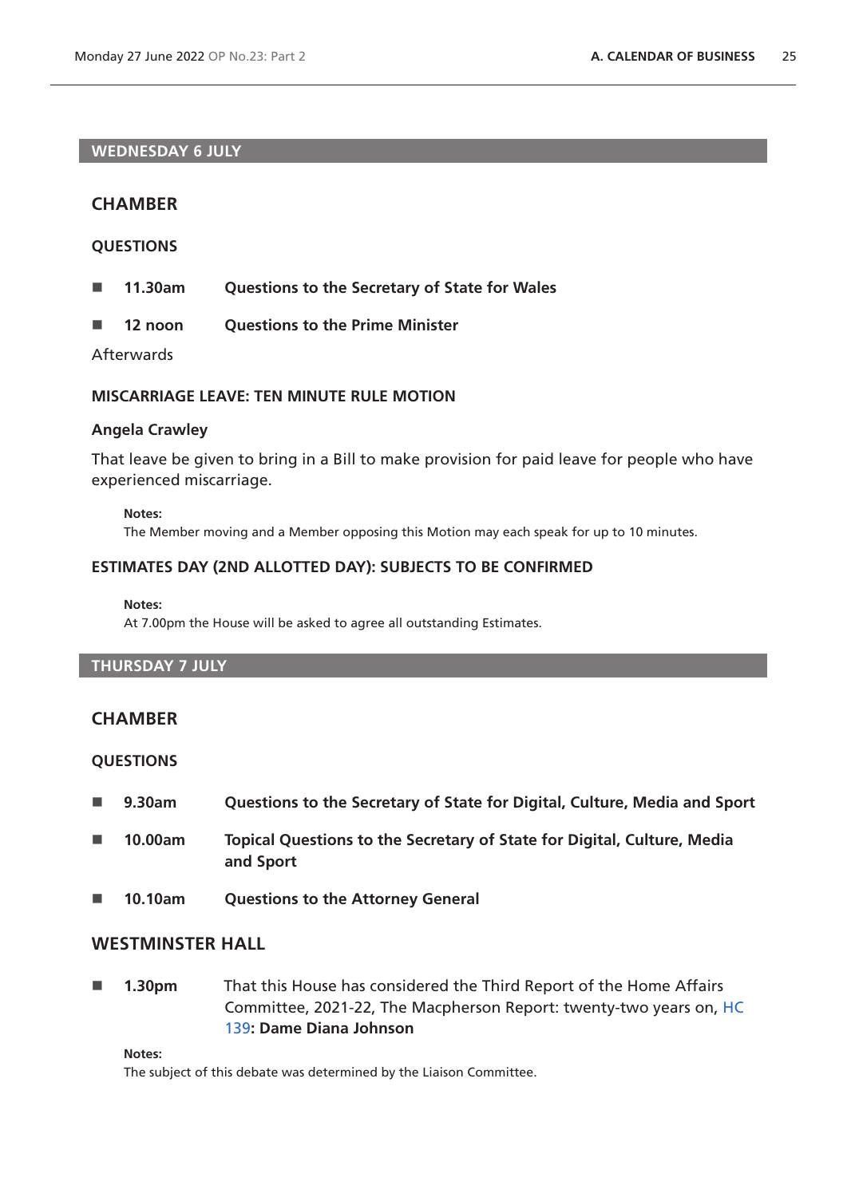## WEDNESDAY 6 JULY

### CHAMBER

#### QUESTIONS

- **11.30am** **Questions to the Secretary of State for Wales**
- **12 noon** **Questions to the Prime Minister**

Afterwards

#### MISCARRIAGE LEAVE: TEN MINUTE RULE MOTION

**Angela Crawley**

That leave be given to bring in a Bill to make provision for paid leave for people who have experienced miscarriage.

**Notes:**
The Member moving and a Member opposing this Motion may each speak for up to 10 minutes.

#### ESTIMATES DAY (2ND ALLOTTED DAY): SUBJECTS TO BE CONFIRMED

**Notes:**
At 7.00pm the House will be asked to agree all outstanding Estimates.

## THURSDAY 7 JULY

### CHAMBER

#### QUESTIONS

- **9.30am** **Questions to the Secretary of State for Digital, Culture, Media and Sport**
- **10.00am** **Topical Questions to the Secretary of State for Digital, Culture, Media and Sport**
- **10.10am** **Questions to the Attorney General**

### WESTMINSTER HALL

- **1.30pm** That this House has considered the Third Report of the Home Affairs Committee, 2021-22, The Macpherson Report: twenty-two years on, HC 139: **Dame Diana Johnson**

**Notes:**
The subject of this debate was determined by the Liaison Committee.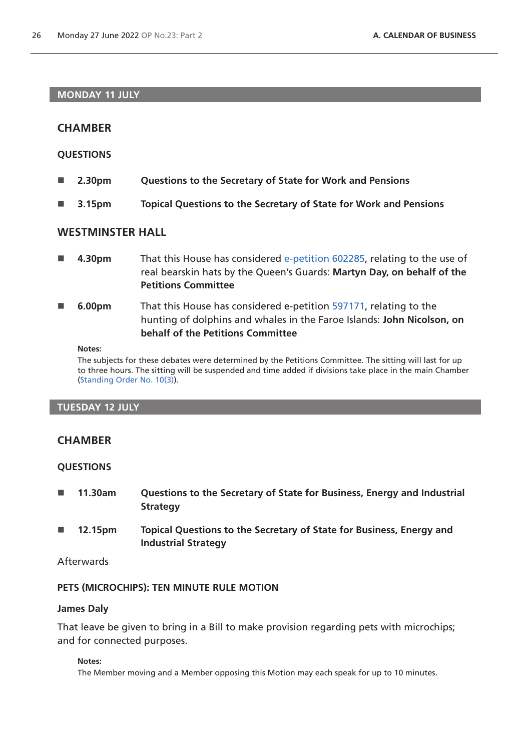## MONDAY 11 JULY

### CHAMBER

#### QUESTIONS

- **2.30pm** **Questions to the Secretary of State for Work and Pensions**
- **3.15pm** **Topical Questions to the Secretary of State for Work and Pensions**

### WESTMINSTER HALL

- **4.30pm** That this House has considered e-petition 602285, relating to the use of real bearskin hats by the Queen's Guards: **Martyn Day, on behalf of the Petitions Committee**
- **6.00pm** That this House has considered e-petition 597171, relating to the hunting of dolphins and whales in the Faroe Islands: **John Nicolson, on behalf of the Petitions Committee**

**Notes:**
The subjects for these debates were determined by the Petitions Committee. The sitting will last for up to three hours. The sitting will be suspended and time added if divisions take place in the main Chamber (Standing Order No. 10(3)).

## TUESDAY 12 JULY

### CHAMBER

#### QUESTIONS

- **11.30am** **Questions to the Secretary of State for Business, Energy and Industrial Strategy**
- **12.15pm** **Topical Questions to the Secretary of State for Business, Energy and Industrial Strategy**

Afterwards

#### PETS (MICROCHIPS): TEN MINUTE RULE MOTION

**James Daly**

That leave be given to bring in a Bill to make provision regarding pets with microchips; and for connected purposes.

**Notes:**
The Member moving and a Member opposing this Motion may each speak for up to 10 minutes.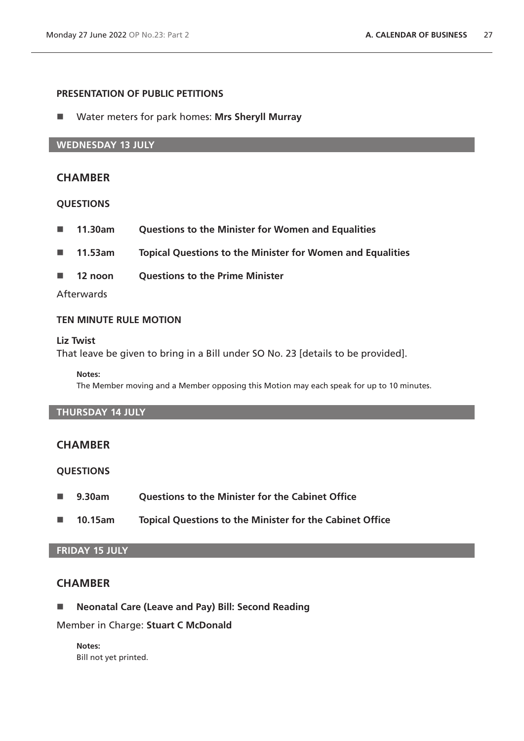### PRESENTATION OF PUBLIC PETITIONS

- Water meters for park homes: **Mrs Sheryll Murray**

## WEDNESDAY 13 JULY

## CHAMBER

### QUESTIONS

- **11.30am** **Questions to the Minister for Women and Equalities**
- **11.53am** **Topical Questions to the Minister for Women and Equalities**
- **12 noon** **Questions to the Prime Minister**

Afterwards

### TEN MINUTE RULE MOTION

**Liz Twist**

That leave be given to bring in a Bill under SO No. 23 [details to be provided].

**Notes:**

The Member moving and a Member opposing this Motion may each speak for up to 10 minutes.

## THURSDAY 14 JULY

## CHAMBER

### QUESTIONS

- **9.30am** **Questions to the Minister for the Cabinet Office**
- **10.15am** **Topical Questions to the Minister for the Cabinet Office**

## FRIDAY 15 JULY

## CHAMBER

- **Neonatal Care (Leave and Pay) Bill: Second Reading**

Member in Charge: **Stuart C McDonald**

**Notes:**

Bill not yet printed.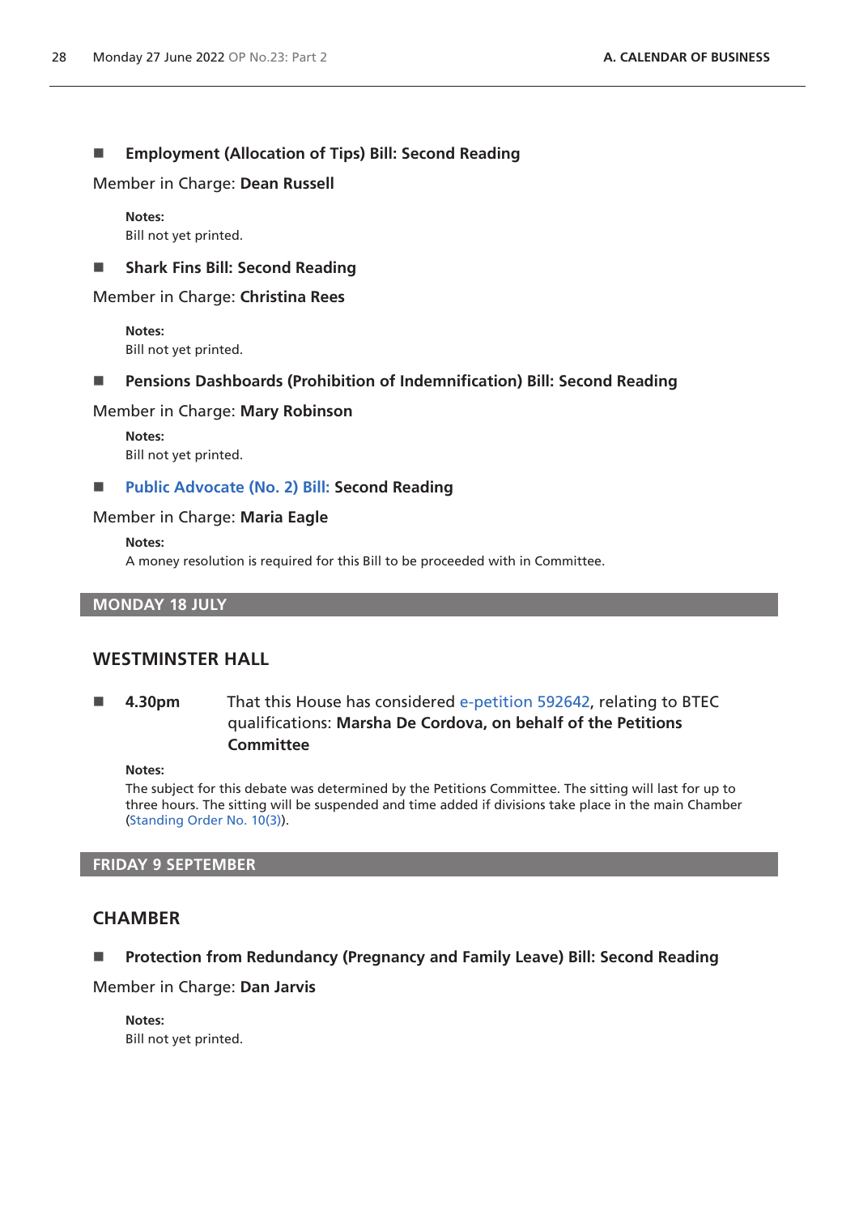■ **Employment (Allocation of Tips) Bill: Second Reading**

Member in Charge: **Dean Russell**

**Notes:**
Bill not yet printed.

■ **Shark Fins Bill: Second Reading**

Member in Charge: **Christina Rees**

**Notes:**
Bill not yet printed.

■ **Pensions Dashboards (Prohibition of Indemnification) Bill: Second Reading**

Member in Charge: **Mary Robinson**

**Notes:**
Bill not yet printed.

■ **Public Advocate (No. 2) Bill: Second Reading**

Member in Charge: **Maria Eagle**

**Notes:**
A money resolution is required for this Bill to be proceeded with in Committee.

## MONDAY 18 JULY

### WESTMINSTER HALL

■ **4.30pm** That this House has considered e-petition 592642, relating to BTEC qualifications: **Marsha De Cordova, on behalf of the Petitions Committee**

**Notes:**
The subject for this debate was determined by the Petitions Committee. The sitting will last for up to three hours. The sitting will be suspended and time added if divisions take place in the main Chamber (Standing Order No. 10(3)).

## FRIDAY 9 SEPTEMBER

### CHAMBER

■ **Protection from Redundancy (Pregnancy and Family Leave) Bill: Second Reading**

Member in Charge: **Dan Jarvis**

**Notes:**
Bill not yet printed.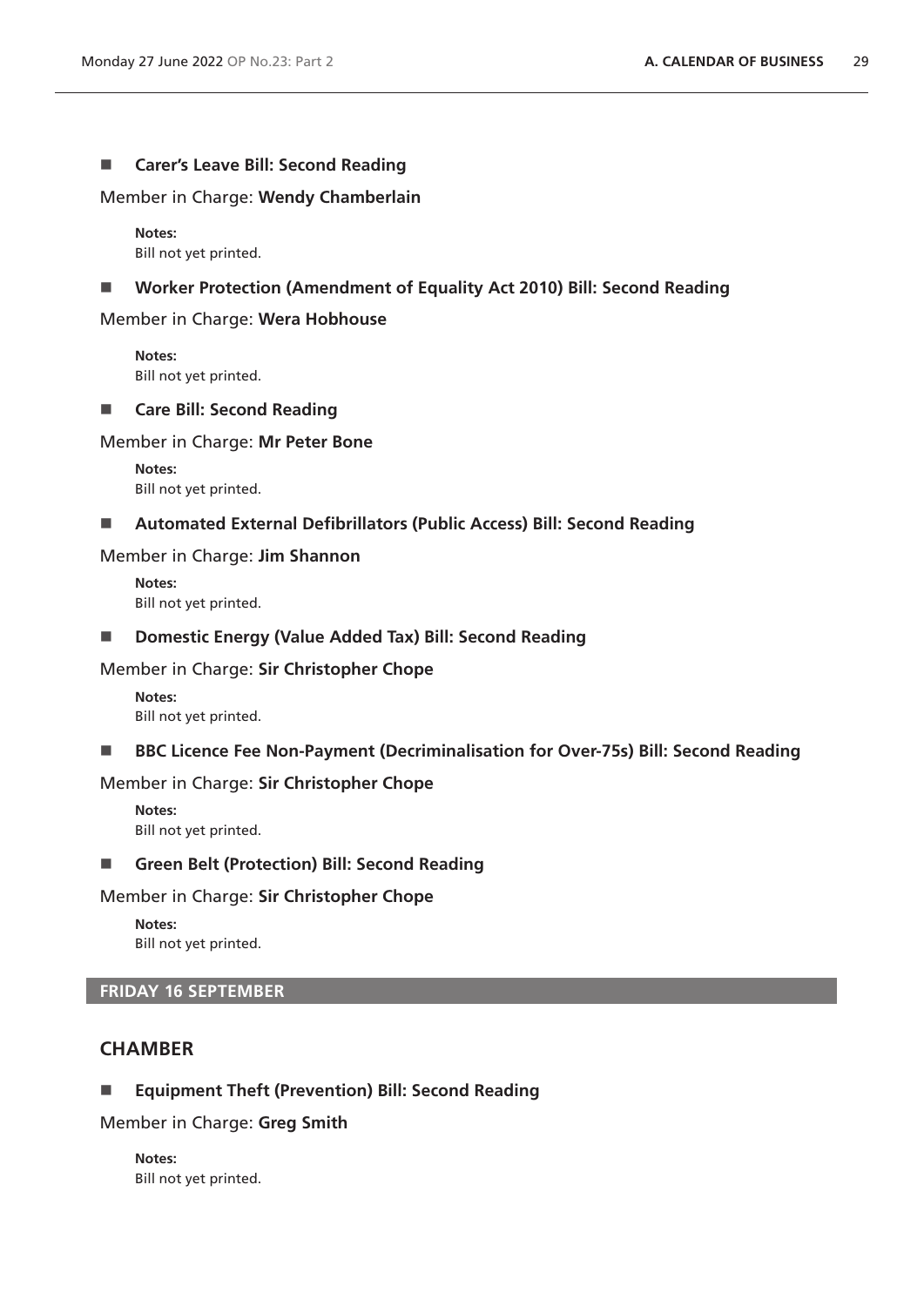■ **Carer's Leave Bill: Second Reading**

Member in Charge: **Wendy Chamberlain**

**Notes:**
Bill not yet printed.

■ **Worker Protection (Amendment of Equality Act 2010) Bill: Second Reading**

Member in Charge: **Wera Hobhouse**

**Notes:**
Bill not yet printed.

■ **Care Bill: Second Reading**

Member in Charge: **Mr Peter Bone**

**Notes:**
Bill not yet printed.

■ **Automated External Defibrillators (Public Access) Bill: Second Reading**

Member in Charge: **Jim Shannon**

**Notes:**
Bill not yet printed.

■ **Domestic Energy (Value Added Tax) Bill: Second Reading**

Member in Charge: **Sir Christopher Chope**

**Notes:**
Bill not yet printed.

■ **BBC Licence Fee Non-Payment (Decriminalisation for Over-75s) Bill: Second Reading**

Member in Charge: **Sir Christopher Chope**

**Notes:**
Bill not yet printed.

■ **Green Belt (Protection) Bill: Second Reading**

Member in Charge: **Sir Christopher Chope**

**Notes:**
Bill not yet printed.

## FRIDAY 16 SEPTEMBER

## CHAMBER

■ **Equipment Theft (Prevention) Bill: Second Reading**

Member in Charge: **Greg Smith**

**Notes:**
Bill not yet printed.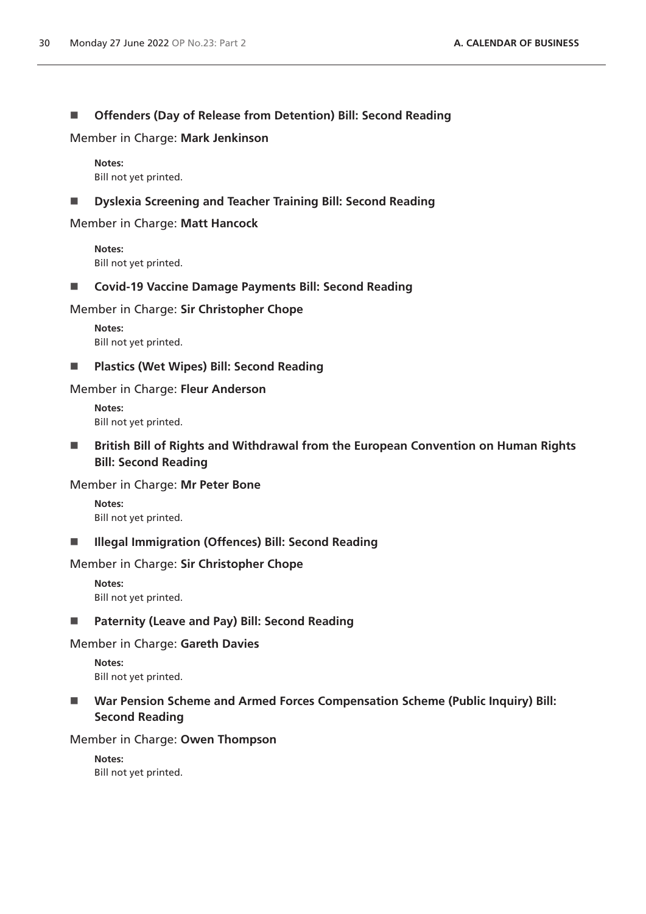- **Offenders (Day of Release from Detention) Bill: Second Reading**

Member in Charge: **Mark Jenkinson**

**Notes:**
Bill not yet printed.

- **Dyslexia Screening and Teacher Training Bill: Second Reading**

Member in Charge: **Matt Hancock**

**Notes:**
Bill not yet printed.

- **Covid-19 Vaccine Damage Payments Bill: Second Reading**

Member in Charge: **Sir Christopher Chope**

**Notes:**
Bill not yet printed.

- **Plastics (Wet Wipes) Bill: Second Reading**

Member in Charge: **Fleur Anderson**

**Notes:**
Bill not yet printed.

- **British Bill of Rights and Withdrawal from the European Convention on Human Rights Bill: Second Reading**

Member in Charge: **Mr Peter Bone**

**Notes:**
Bill not yet printed.

- **Illegal Immigration (Offences) Bill: Second Reading**

Member in Charge: **Sir Christopher Chope**

**Notes:**
Bill not yet printed.

- **Paternity (Leave and Pay) Bill: Second Reading**

Member in Charge: **Gareth Davies**

**Notes:**
Bill not yet printed.

- **War Pension Scheme and Armed Forces Compensation Scheme (Public Inquiry) Bill: Second Reading**

Member in Charge: **Owen Thompson**

**Notes:**
Bill not yet printed.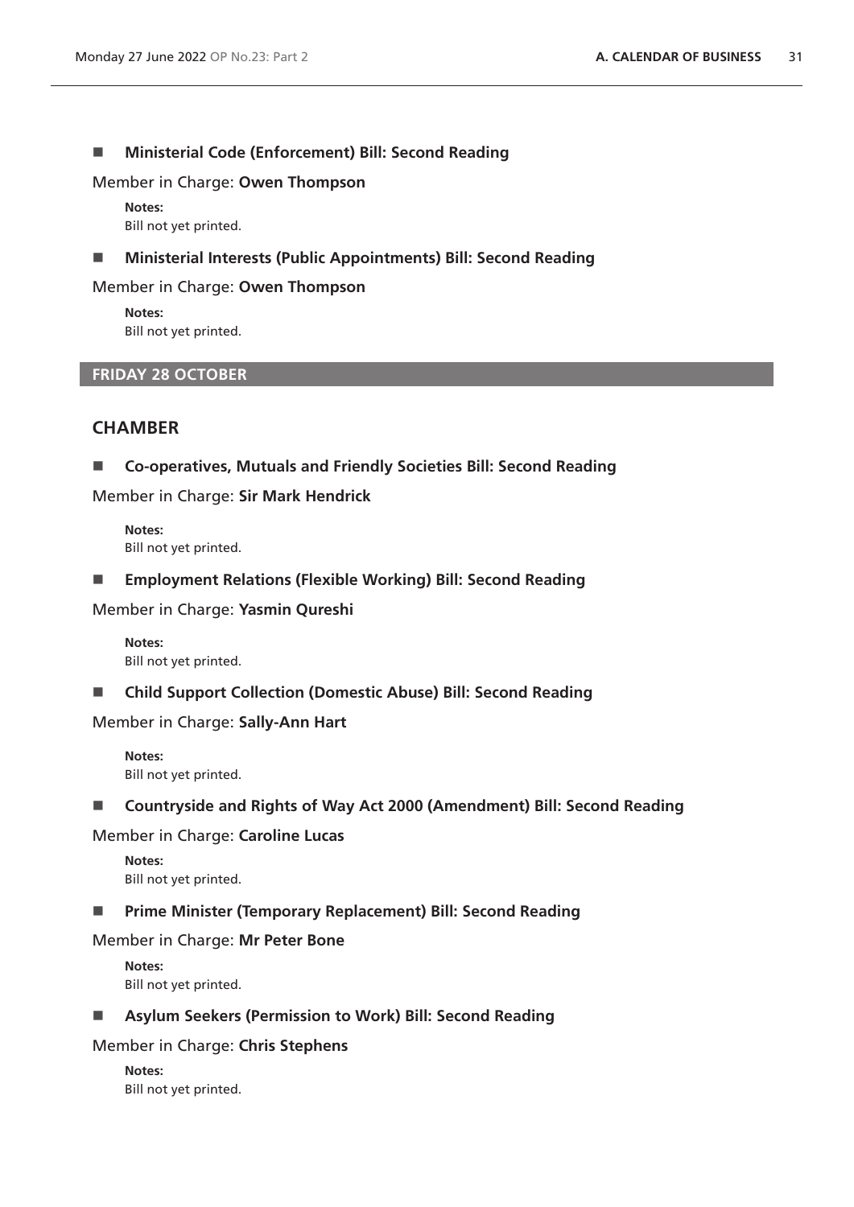■ **Ministerial Code (Enforcement) Bill: Second Reading**

Member in Charge: **Owen Thompson**

**Notes:**
Bill not yet printed.

■ **Ministerial Interests (Public Appointments) Bill: Second Reading**

Member in Charge: **Owen Thompson**

**Notes:**
Bill not yet printed.

## FRIDAY 28 OCTOBER

### CHAMBER

■ **Co-operatives, Mutuals and Friendly Societies Bill: Second Reading**

Member in Charge: **Sir Mark Hendrick**

**Notes:**
Bill not yet printed.

■ **Employment Relations (Flexible Working) Bill: Second Reading**

Member in Charge: **Yasmin Qureshi**

**Notes:**
Bill not yet printed.

■ **Child Support Collection (Domestic Abuse) Bill: Second Reading**

Member in Charge: **Sally-Ann Hart**

**Notes:**
Bill not yet printed.

■ **Countryside and Rights of Way Act 2000 (Amendment) Bill: Second Reading**

Member in Charge: **Caroline Lucas**

**Notes:**
Bill not yet printed.

■ **Prime Minister (Temporary Replacement) Bill: Second Reading**

Member in Charge: **Mr Peter Bone**

**Notes:**
Bill not yet printed.

■ **Asylum Seekers (Permission to Work) Bill: Second Reading**

Member in Charge: **Chris Stephens**

**Notes:**
Bill not yet printed.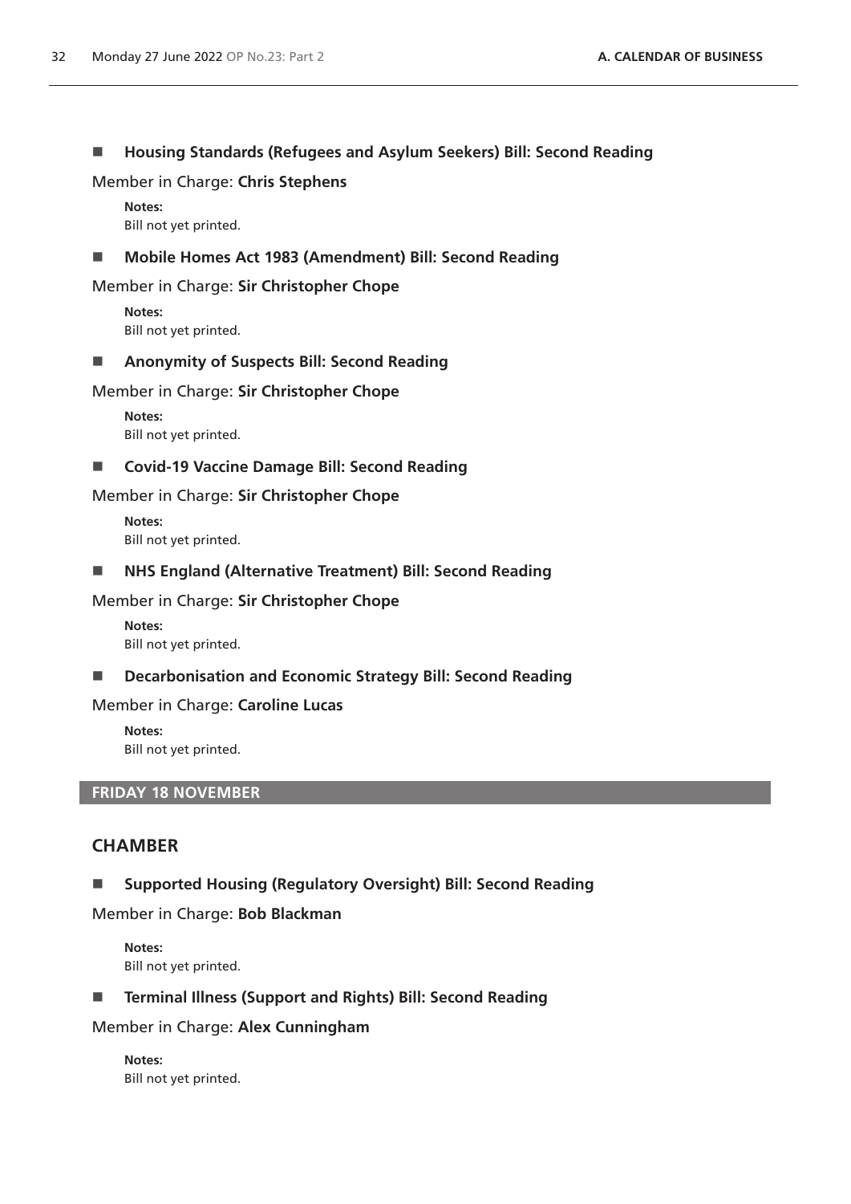- **Housing Standards (Refugees and Asylum Seekers) Bill: Second Reading**

Member in Charge: **Chris Stephens**

**Notes:**
Bill not yet printed.

- **Mobile Homes Act 1983 (Amendment) Bill: Second Reading**

Member in Charge: **Sir Christopher Chope**

**Notes:**
Bill not yet printed.

- **Anonymity of Suspects Bill: Second Reading**

Member in Charge: **Sir Christopher Chope**

**Notes:**
Bill not yet printed.

- **Covid-19 Vaccine Damage Bill: Second Reading**

Member in Charge: **Sir Christopher Chope**

**Notes:**
Bill not yet printed.

- **NHS England (Alternative Treatment) Bill: Second Reading**

Member in Charge: **Sir Christopher Chope**

**Notes:**
Bill not yet printed.

- **Decarbonisation and Economic Strategy Bill: Second Reading**

Member in Charge: **Caroline Lucas**

**Notes:**
Bill not yet printed.

## FRIDAY 18 NOVEMBER

### CHAMBER

- **Supported Housing (Regulatory Oversight) Bill: Second Reading**

Member in Charge: **Bob Blackman**

**Notes:**
Bill not yet printed.

- **Terminal Illness (Support and Rights) Bill: Second Reading**

Member in Charge: **Alex Cunningham**

**Notes:**
Bill not yet printed.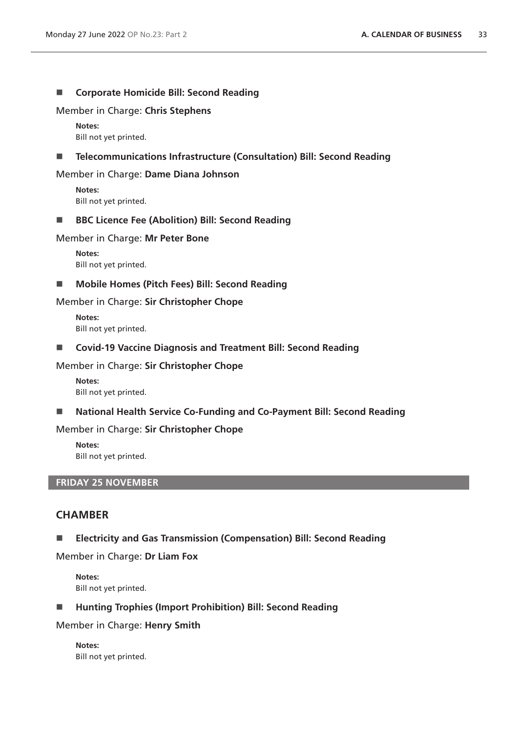- **Corporate Homicide Bill: Second Reading**

Member in Charge: **Chris Stephens**

**Notes:**
Bill not yet printed.

- **Telecommunications Infrastructure (Consultation) Bill: Second Reading**

Member in Charge: **Dame Diana Johnson**

**Notes:**
Bill not yet printed.

- **BBC Licence Fee (Abolition) Bill: Second Reading**

Member in Charge: **Mr Peter Bone**

**Notes:**
Bill not yet printed.

- **Mobile Homes (Pitch Fees) Bill: Second Reading**

Member in Charge: **Sir Christopher Chope**

**Notes:**
Bill not yet printed.

- **Covid-19 Vaccine Diagnosis and Treatment Bill: Second Reading**

Member in Charge: **Sir Christopher Chope**

**Notes:**
Bill not yet printed.

- **National Health Service Co-Funding and Co-Payment Bill: Second Reading**

Member in Charge: **Sir Christopher Chope**

**Notes:**
Bill not yet printed.

## FRIDAY 25 NOVEMBER

## CHAMBER

- **Electricity and Gas Transmission (Compensation) Bill: Second Reading**

Member in Charge: **Dr Liam Fox**

**Notes:**
Bill not yet printed.

- **Hunting Trophies (Import Prohibition) Bill: Second Reading**

Member in Charge: **Henry Smith**

**Notes:**
Bill not yet printed.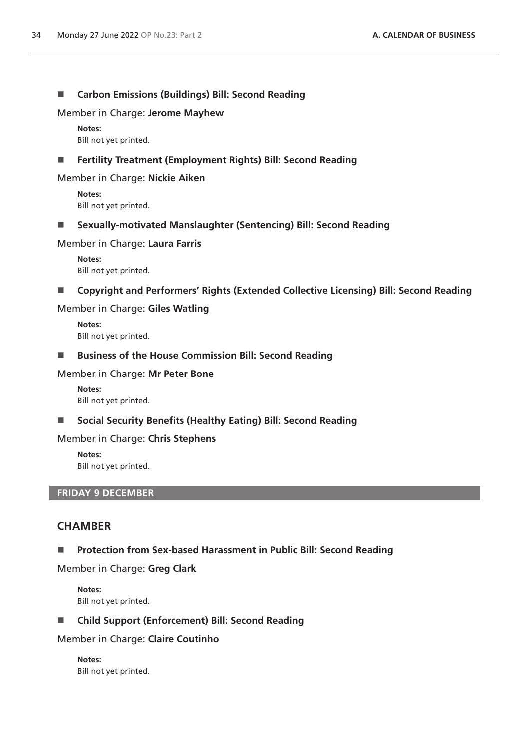- **Carbon Emissions (Buildings) Bill: Second Reading**

Member in Charge: **Jerome Mayhew**

**Notes:**
Bill not yet printed.

- **Fertility Treatment (Employment Rights) Bill: Second Reading**

Member in Charge: **Nickie Aiken**

**Notes:**
Bill not yet printed.

- **Sexually-motivated Manslaughter (Sentencing) Bill: Second Reading**

Member in Charge: **Laura Farris**

**Notes:**
Bill not yet printed.

- **Copyright and Performers' Rights (Extended Collective Licensing) Bill: Second Reading**

Member in Charge: **Giles Watling**

**Notes:**
Bill not yet printed.

- **Business of the House Commission Bill: Second Reading**

Member in Charge: **Mr Peter Bone**

**Notes:**
Bill not yet printed.

- **Social Security Benefits (Healthy Eating) Bill: Second Reading**

Member in Charge: **Chris Stephens**

**Notes:**
Bill not yet printed.

## FRIDAY 9 DECEMBER

## CHAMBER

- **Protection from Sex-based Harassment in Public Bill: Second Reading**

Member in Charge: **Greg Clark**

**Notes:**
Bill not yet printed.

- **Child Support (Enforcement) Bill: Second Reading**

Member in Charge: **Claire Coutinho**

**Notes:**
Bill not yet printed.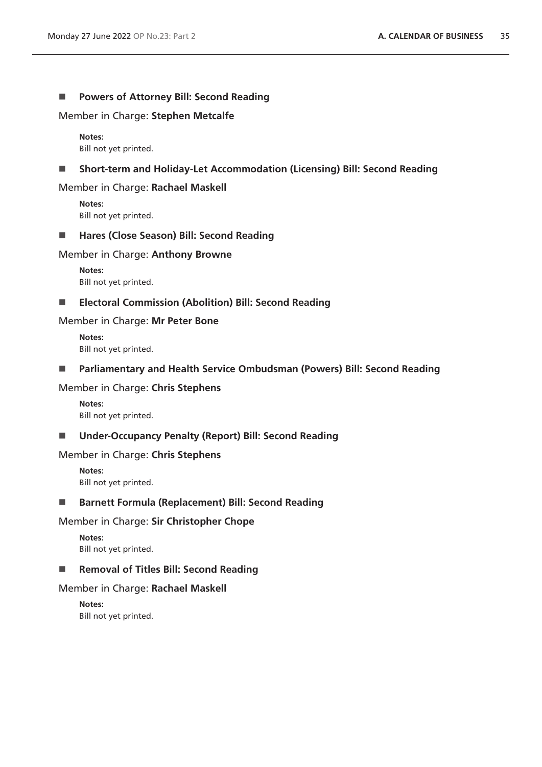- **Powers of Attorney Bill: Second Reading**

Member in Charge: **Stephen Metcalfe**

**Notes:**
Bill not yet printed.

- **Short-term and Holiday-Let Accommodation (Licensing) Bill: Second Reading**

Member in Charge: **Rachael Maskell**

**Notes:**
Bill not yet printed.

- **Hares (Close Season) Bill: Second Reading**

Member in Charge: **Anthony Browne**

**Notes:**
Bill not yet printed.

- **Electoral Commission (Abolition) Bill: Second Reading**

Member in Charge: **Mr Peter Bone**

**Notes:**
Bill not yet printed.

- **Parliamentary and Health Service Ombudsman (Powers) Bill: Second Reading**

Member in Charge: **Chris Stephens**

**Notes:**
Bill not yet printed.

- **Under-Occupancy Penalty (Report) Bill: Second Reading**

Member in Charge: **Chris Stephens**

**Notes:**
Bill not yet printed.

- **Barnett Formula (Replacement) Bill: Second Reading**

Member in Charge: **Sir Christopher Chope**

**Notes:**
Bill not yet printed.

- **Removal of Titles Bill: Second Reading**

Member in Charge: **Rachael Maskell**

**Notes:**
Bill not yet printed.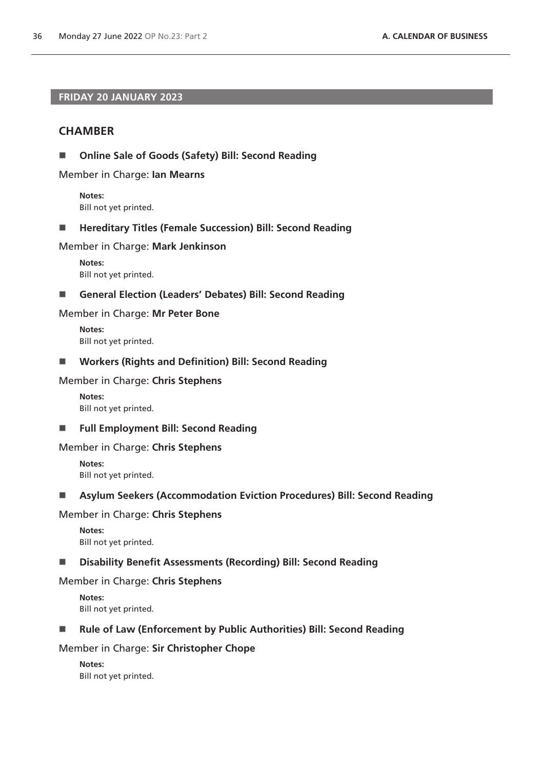## FRIDAY 20 JANUARY 2023

### CHAMBER

- **Online Sale of Goods (Safety) Bill: Second Reading**

Member in Charge: **Ian Mearns**

**Notes:**
Bill not yet printed.

- **Hereditary Titles (Female Succession) Bill: Second Reading**

Member in Charge: **Mark Jenkinson**

**Notes:**
Bill not yet printed.

- **General Election (Leaders' Debates) Bill: Second Reading**

Member in Charge: **Mr Peter Bone**

**Notes:**
Bill not yet printed.

- **Workers (Rights and Definition) Bill: Second Reading**

Member in Charge: **Chris Stephens**

**Notes:**
Bill not yet printed.

- **Full Employment Bill: Second Reading**

Member in Charge: **Chris Stephens**

**Notes:**
Bill not yet printed.

- **Asylum Seekers (Accommodation Eviction Procedures) Bill: Second Reading**

Member in Charge: **Chris Stephens**

**Notes:**
Bill not yet printed.

- **Disability Benefit Assessments (Recording) Bill: Second Reading**

Member in Charge: **Chris Stephens**

**Notes:**
Bill not yet printed.

- **Rule of Law (Enforcement by Public Authorities) Bill: Second Reading**

Member in Charge: **Sir Christopher Chope**

**Notes:**
Bill not yet printed.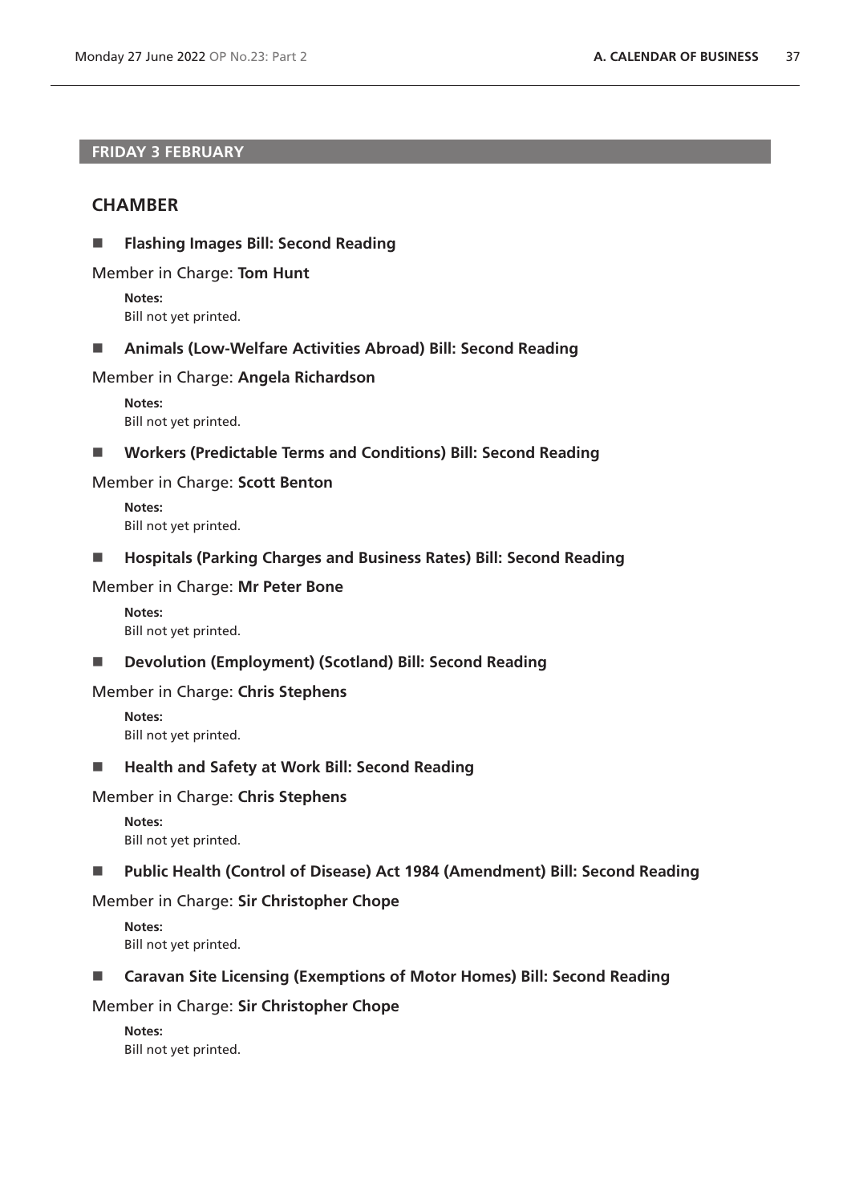## FRIDAY 3 FEBRUARY

### CHAMBER

- **Flashing Images Bill: Second Reading**

Member in Charge: **Tom Hunt**

**Notes:**
Bill not yet printed.

- **Animals (Low-Welfare Activities Abroad) Bill: Second Reading**

Member in Charge: **Angela Richardson**

**Notes:**
Bill not yet printed.

- **Workers (Predictable Terms and Conditions) Bill: Second Reading**

Member in Charge: **Scott Benton**

**Notes:**
Bill not yet printed.

- **Hospitals (Parking Charges and Business Rates) Bill: Second Reading**

Member in Charge: **Mr Peter Bone**

**Notes:**
Bill not yet printed.

- **Devolution (Employment) (Scotland) Bill: Second Reading**

Member in Charge: **Chris Stephens**

**Notes:**
Bill not yet printed.

- **Health and Safety at Work Bill: Second Reading**

Member in Charge: **Chris Stephens**

**Notes:**
Bill not yet printed.

- **Public Health (Control of Disease) Act 1984 (Amendment) Bill: Second Reading**

Member in Charge: **Sir Christopher Chope**

**Notes:**
Bill not yet printed.

- **Caravan Site Licensing (Exemptions of Motor Homes) Bill: Second Reading**

Member in Charge: **Sir Christopher Chope**

**Notes:**
Bill not yet printed.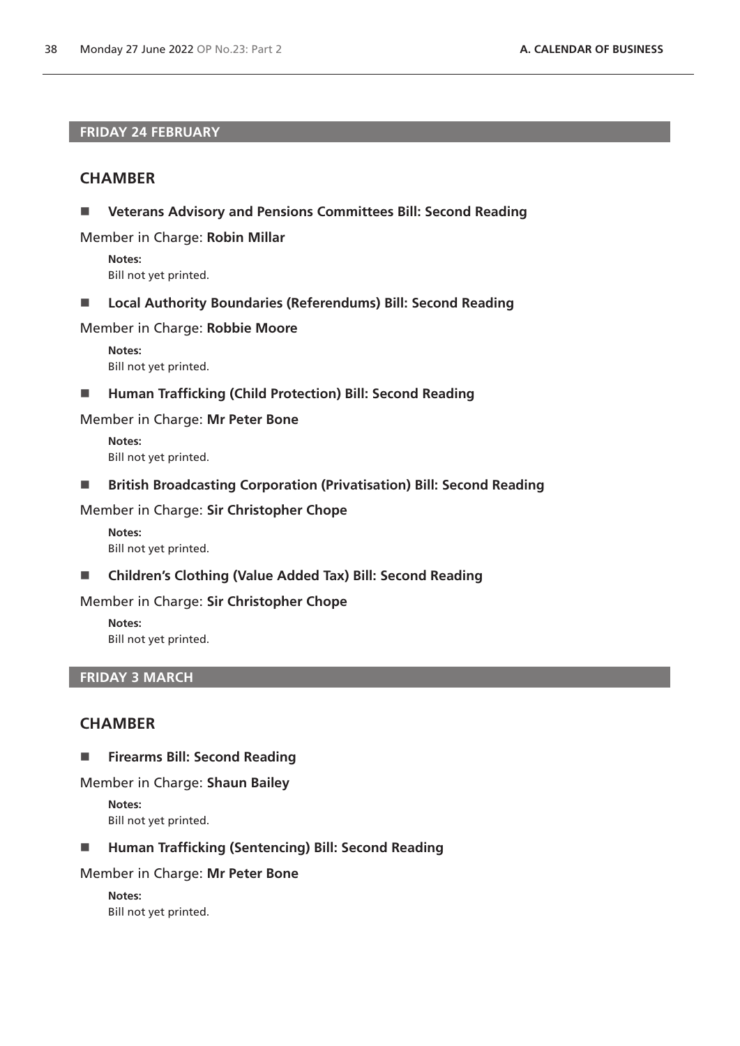## FRIDAY 24 FEBRUARY

### CHAMBER

- **Veterans Advisory and Pensions Committees Bill: Second Reading**

Member in Charge: **Robin Millar**

**Notes:**
Bill not yet printed.

- **Local Authority Boundaries (Referendums) Bill: Second Reading**

Member in Charge: **Robbie Moore**

**Notes:**
Bill not yet printed.

- **Human Trafficking (Child Protection) Bill: Second Reading**

Member in Charge: **Mr Peter Bone**

**Notes:**
Bill not yet printed.

- **British Broadcasting Corporation (Privatisation) Bill: Second Reading**

Member in Charge: **Sir Christopher Chope**

**Notes:**
Bill not yet printed.

- **Children's Clothing (Value Added Tax) Bill: Second Reading**

Member in Charge: **Sir Christopher Chope**

**Notes:**
Bill not yet printed.

## FRIDAY 3 MARCH

### CHAMBER

- **Firearms Bill: Second Reading**

Member in Charge: **Shaun Bailey**

**Notes:**
Bill not yet printed.

- **Human Trafficking (Sentencing) Bill: Second Reading**

Member in Charge: **Mr Peter Bone**

**Notes:**
Bill not yet printed.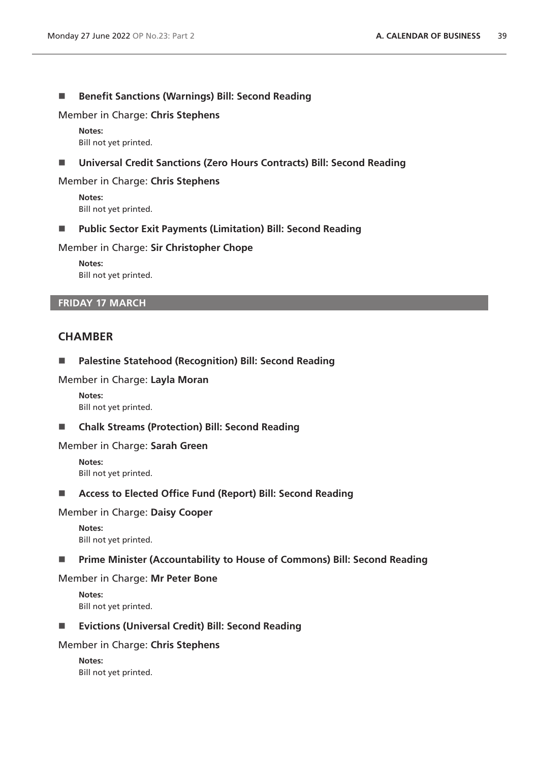- **Benefit Sanctions (Warnings) Bill: Second Reading**

Member in Charge: **Chris Stephens**

**Notes:**
Bill not yet printed.

- **Universal Credit Sanctions (Zero Hours Contracts) Bill: Second Reading**

Member in Charge: **Chris Stephens**

**Notes:**
Bill not yet printed.

- **Public Sector Exit Payments (Limitation) Bill: Second Reading**

Member in Charge: **Sir Christopher Chope**

**Notes:**
Bill not yet printed.

## FRIDAY 17 MARCH

## CHAMBER

- **Palestine Statehood (Recognition) Bill: Second Reading**

Member in Charge: **Layla Moran**

**Notes:**
Bill not yet printed.

- **Chalk Streams (Protection) Bill: Second Reading**

Member in Charge: **Sarah Green**

**Notes:**
Bill not yet printed.

- **Access to Elected Office Fund (Report) Bill: Second Reading**

Member in Charge: **Daisy Cooper**

**Notes:**
Bill not yet printed.

- **Prime Minister (Accountability to House of Commons) Bill: Second Reading**

Member in Charge: **Mr Peter Bone**

**Notes:**
Bill not yet printed.

- **Evictions (Universal Credit) Bill: Second Reading**

Member in Charge: **Chris Stephens**

**Notes:**
Bill not yet printed.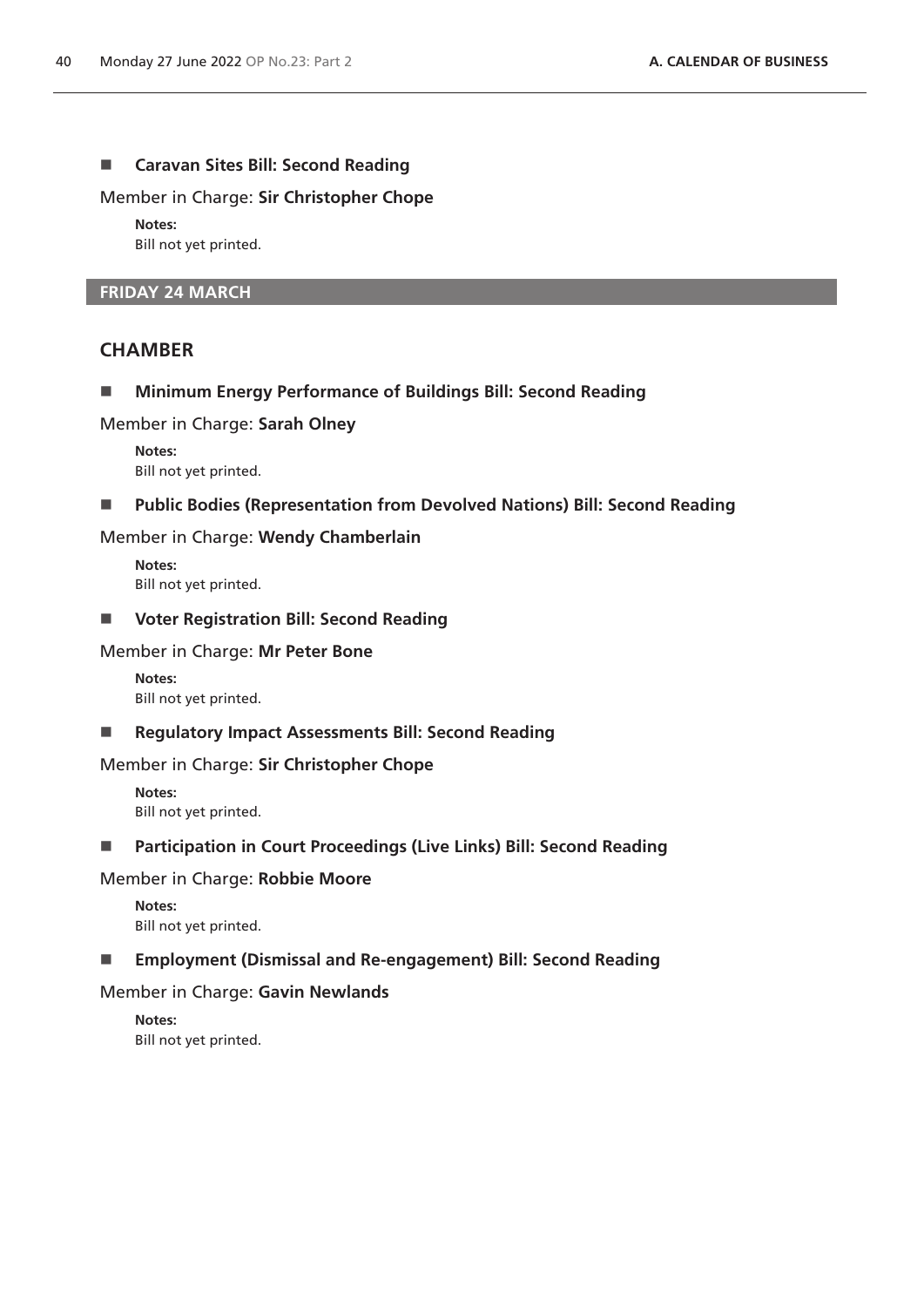- **Caravan Sites Bill: Second Reading**

Member in Charge: **Sir Christopher Chope**

**Notes:**
Bill not yet printed.

## FRIDAY 24 MARCH

## CHAMBER

- **Minimum Energy Performance of Buildings Bill: Second Reading**

Member in Charge: **Sarah Olney**

**Notes:**
Bill not yet printed.

- **Public Bodies (Representation from Devolved Nations) Bill: Second Reading**

Member in Charge: **Wendy Chamberlain**

**Notes:**
Bill not yet printed.

- **Voter Registration Bill: Second Reading**

Member in Charge: **Mr Peter Bone**

**Notes:**
Bill not yet printed.

- **Regulatory Impact Assessments Bill: Second Reading**

Member in Charge: **Sir Christopher Chope**

**Notes:**
Bill not yet printed.

- **Participation in Court Proceedings (Live Links) Bill: Second Reading**

Member in Charge: **Robbie Moore**

**Notes:**
Bill not yet printed.

- **Employment (Dismissal and Re-engagement) Bill: Second Reading**

Member in Charge: **Gavin Newlands**

**Notes:**
Bill not yet printed.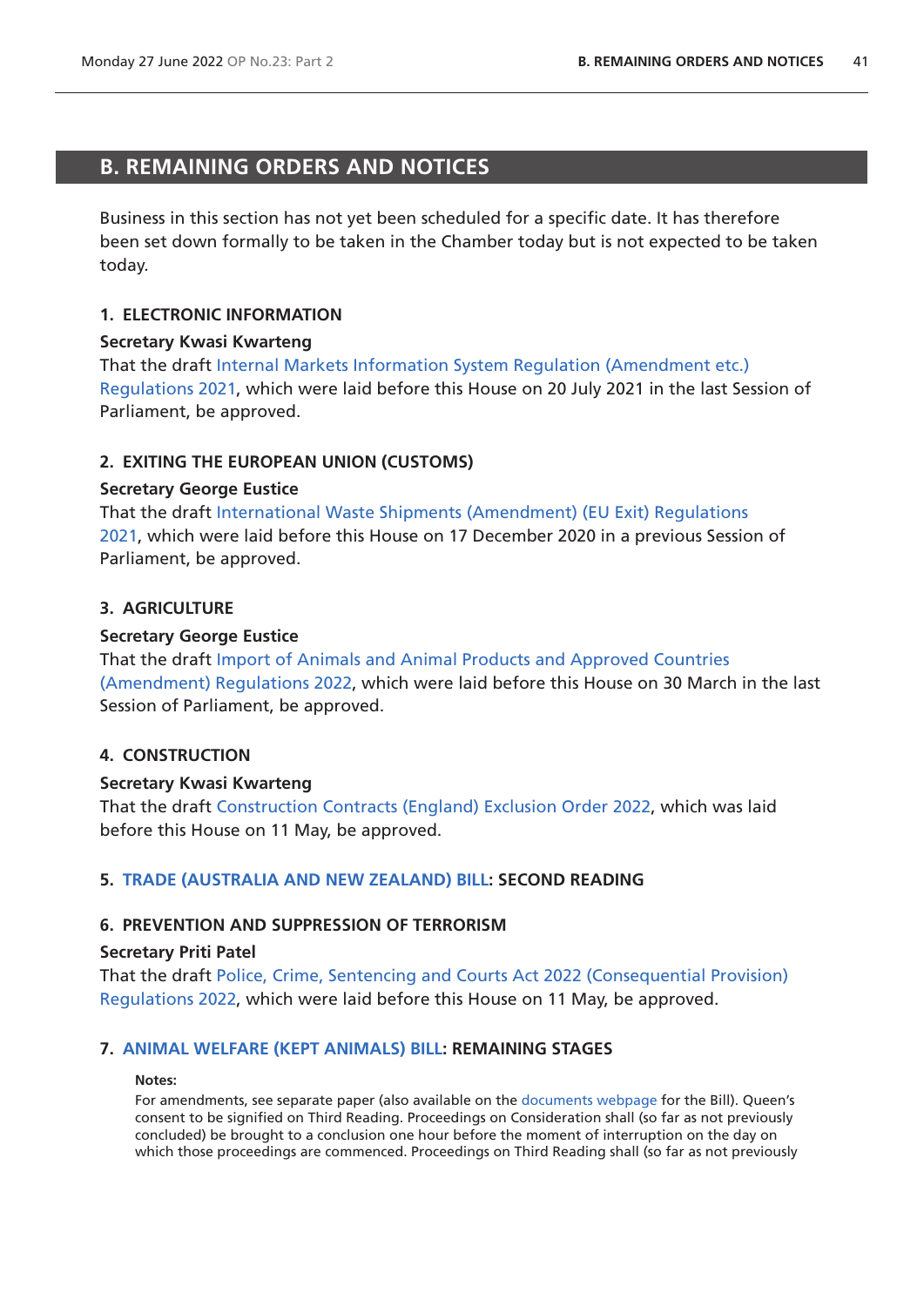## B. REMAINING ORDERS AND NOTICES

Business in this section has not yet been scheduled for a specific date. It has therefore been set down formally to be taken in the Chamber today but is not expected to be taken today.

### 1. ELECTRONIC INFORMATION

**Secretary Kwasi Kwarteng**

That the draft Internal Markets Information System Regulation (Amendment etc.) Regulations 2021, which were laid before this House on 20 July 2021 in the last Session of Parliament, be approved.

### 2. EXITING THE EUROPEAN UNION (CUSTOMS)

**Secretary George Eustice**

That the draft International Waste Shipments (Amendment) (EU Exit) Regulations 2021, which were laid before this House on 17 December 2020 in a previous Session of Parliament, be approved.

### 3. AGRICULTURE

**Secretary George Eustice**

That the draft Import of Animals and Animal Products and Approved Countries (Amendment) Regulations 2022, which were laid before this House on 30 March in the last Session of Parliament, be approved.

### 4. CONSTRUCTION

**Secretary Kwasi Kwarteng**

That the draft Construction Contracts (England) Exclusion Order 2022, which was laid before this House on 11 May, be approved.

### 5. TRADE (AUSTRALIA AND NEW ZEALAND) BILL: SECOND READING

### 6. PREVENTION AND SUPPRESSION OF TERRORISM

**Secretary Priti Patel**

That the draft Police, Crime, Sentencing and Courts Act 2022 (Consequential Provision) Regulations 2022, which were laid before this House on 11 May, be approved.

### 7. ANIMAL WELFARE (KEPT ANIMALS) BILL: REMAINING STAGES

**Notes:**

For amendments, see separate paper (also available on the documents webpage for the Bill). Queen's consent to be signified on Third Reading. Proceedings on Consideration shall (so far as not previously concluded) be brought to a conclusion one hour before the moment of interruption on the day on which those proceedings are commenced. Proceedings on Third Reading shall (so far as not previously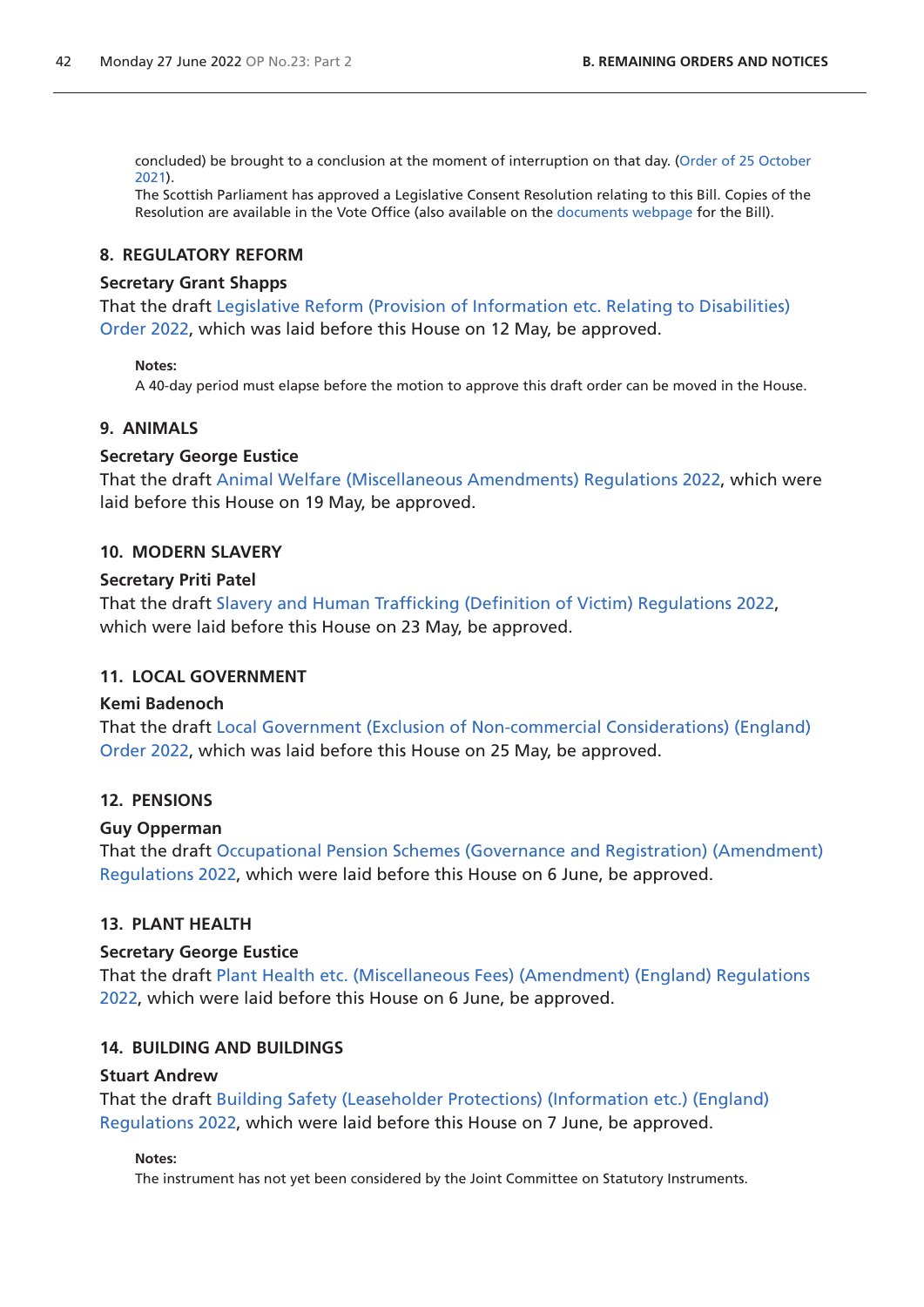concluded) be brought to a conclusion at the moment of interruption on that day. (Order of 25 October 2021).
The Scottish Parliament has approved a Legislative Consent Resolution relating to this Bill. Copies of the Resolution are available in the Vote Office (also available on the documents webpage for the Bill).

## 8. REGULATORY REFORM

**Secretary Grant Shapps**

That the draft Legislative Reform (Provision of Information etc. Relating to Disabilities) Order 2022, which was laid before this House on 12 May, be approved.

**Notes:**

A 40-day period must elapse before the motion to approve this draft order can be moved in the House.

## 9. ANIMALS

**Secretary George Eustice**

That the draft Animal Welfare (Miscellaneous Amendments) Regulations 2022, which were laid before this House on 19 May, be approved.

## 10. MODERN SLAVERY

**Secretary Priti Patel**

That the draft Slavery and Human Trafficking (Definition of Victim) Regulations 2022, which were laid before this House on 23 May, be approved.

## 11. LOCAL GOVERNMENT

**Kemi Badenoch**

That the draft Local Government (Exclusion of Non-commercial Considerations) (England) Order 2022, which was laid before this House on 25 May, be approved.

## 12. PENSIONS

**Guy Opperman**

That the draft Occupational Pension Schemes (Governance and Registration) (Amendment) Regulations 2022, which were laid before this House on 6 June, be approved.

## 13. PLANT HEALTH

**Secretary George Eustice**

That the draft Plant Health etc. (Miscellaneous Fees) (Amendment) (England) Regulations 2022, which were laid before this House on 6 June, be approved.

## 14. BUILDING AND BUILDINGS

**Stuart Andrew**

That the draft Building Safety (Leaseholder Protections) (Information etc.) (England) Regulations 2022, which were laid before this House on 7 June, be approved.

**Notes:**

The instrument has not yet been considered by the Joint Committee on Statutory Instruments.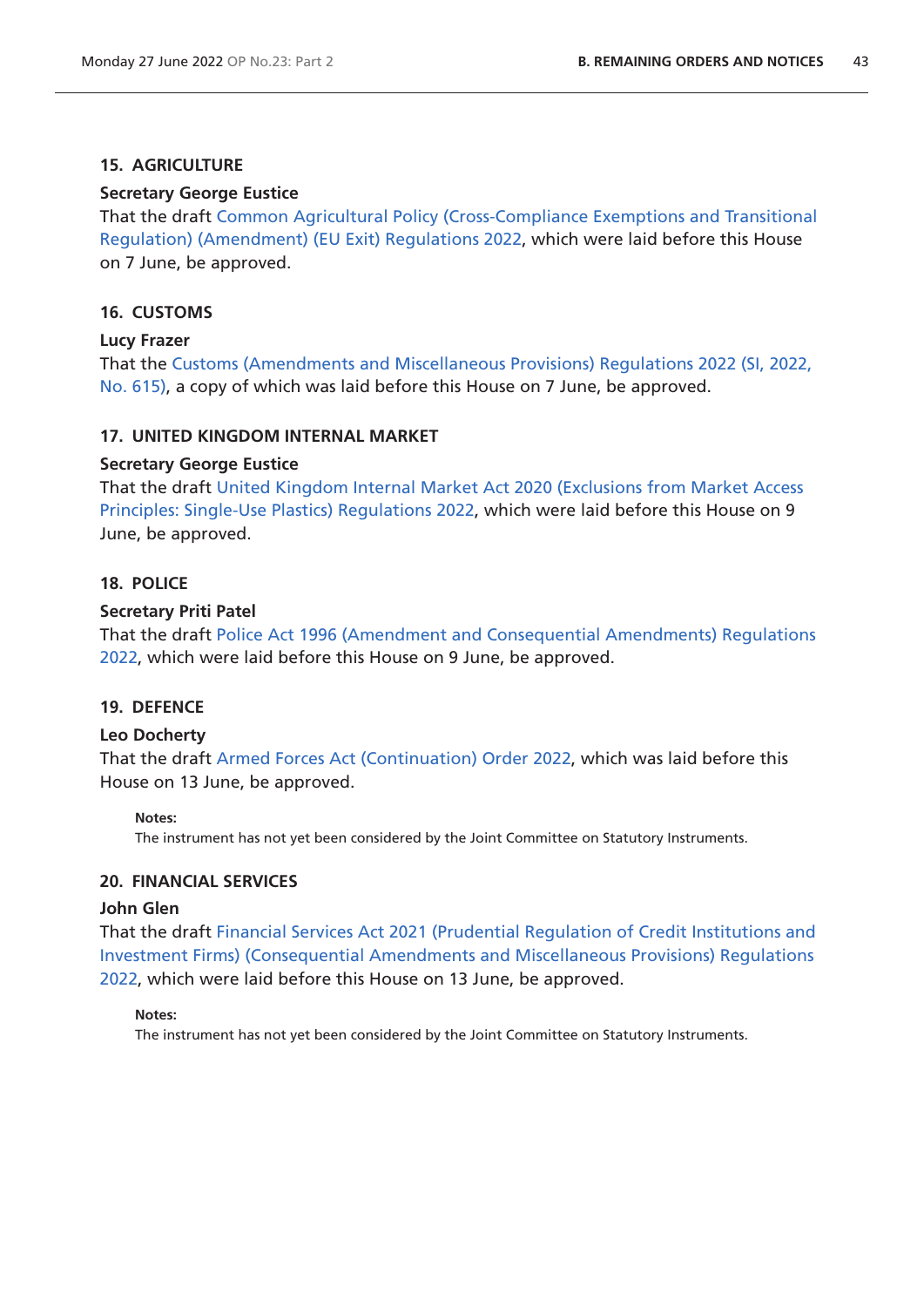### 15. AGRICULTURE

**Secretary George Eustice**

That the draft Common Agricultural Policy (Cross-Compliance Exemptions and Transitional Regulation) (Amendment) (EU Exit) Regulations 2022, which were laid before this House on 7 June, be approved.

### 16. CUSTOMS

**Lucy Frazer**

That the Customs (Amendments and Miscellaneous Provisions) Regulations 2022 (SI, 2022, No. 615), a copy of which was laid before this House on 7 June, be approved.

### 17. UNITED KINGDOM INTERNAL MARKET

**Secretary George Eustice**

That the draft United Kingdom Internal Market Act 2020 (Exclusions from Market Access Principles: Single-Use Plastics) Regulations 2022, which were laid before this House on 9 June, be approved.

### 18. POLICE

**Secretary Priti Patel**

That the draft Police Act 1996 (Amendment and Consequential Amendments) Regulations 2022, which were laid before this House on 9 June, be approved.

### 19. DEFENCE

**Leo Docherty**

That the draft Armed Forces Act (Continuation) Order 2022, which was laid before this House on 13 June, be approved.

**Notes:**
The instrument has not yet been considered by the Joint Committee on Statutory Instruments.

### 20. FINANCIAL SERVICES

**John Glen**

That the draft Financial Services Act 2021 (Prudential Regulation of Credit Institutions and Investment Firms) (Consequential Amendments and Miscellaneous Provisions) Regulations 2022, which were laid before this House on 13 June, be approved.

**Notes:**
The instrument has not yet been considered by the Joint Committee on Statutory Instruments.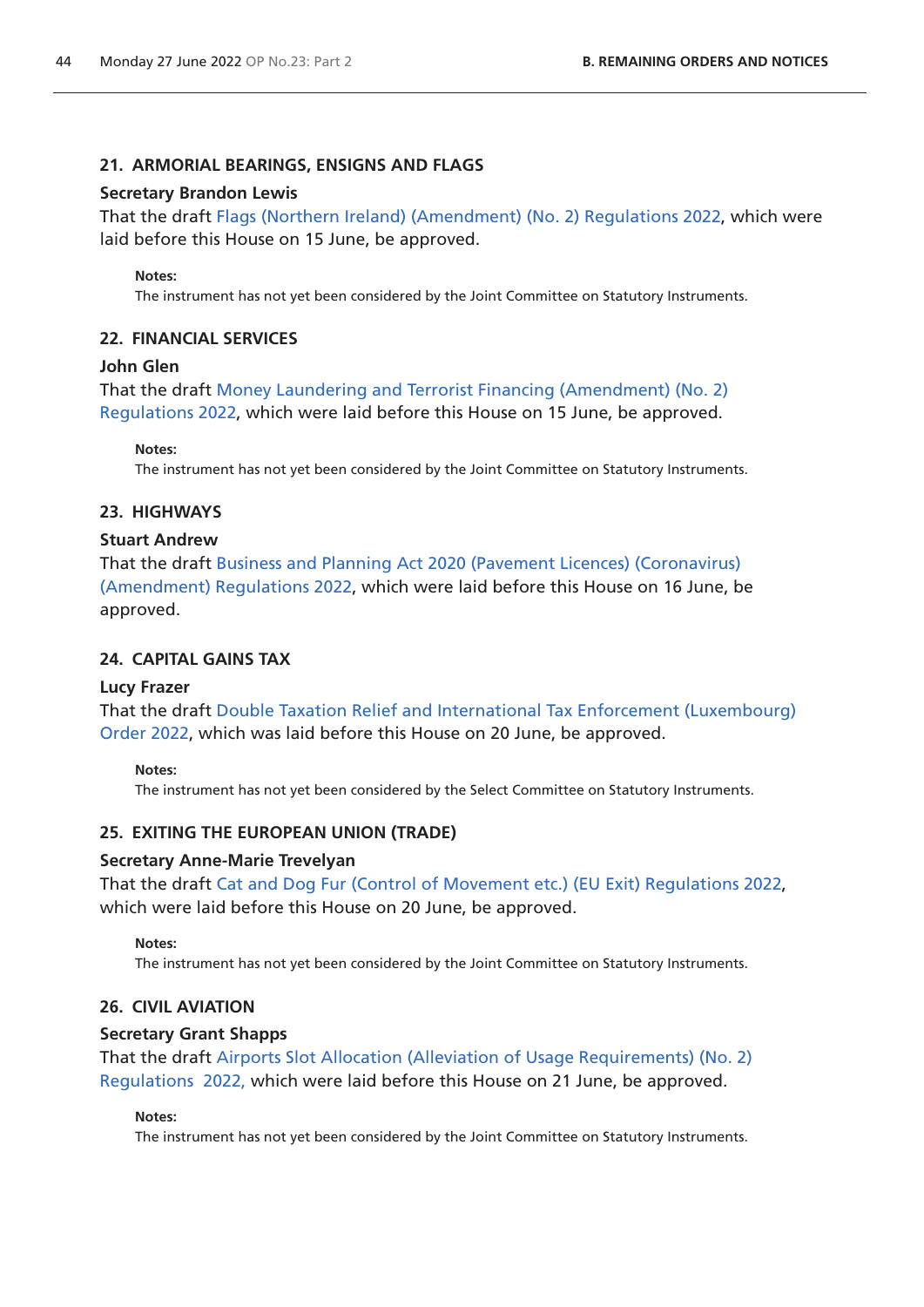### 21. ARMORIAL BEARINGS, ENSIGNS AND FLAGS

**Secretary Brandon Lewis**

That the draft Flags (Northern Ireland) (Amendment) (No. 2) Regulations 2022, which were laid before this House on 15 June, be approved.

**Notes:**

The instrument has not yet been considered by the Joint Committee on Statutory Instruments.

### 22. FINANCIAL SERVICES

**John Glen**

That the draft Money Laundering and Terrorist Financing (Amendment) (No. 2) Regulations 2022, which were laid before this House on 15 June, be approved.

**Notes:**

The instrument has not yet been considered by the Joint Committee on Statutory Instruments.

### 23. HIGHWAYS

**Stuart Andrew**

That the draft Business and Planning Act 2020 (Pavement Licences) (Coronavirus) (Amendment) Regulations 2022, which were laid before this House on 16 June, be approved.

### 24. CAPITAL GAINS TAX

**Lucy Frazer**

That the draft Double Taxation Relief and International Tax Enforcement (Luxembourg) Order 2022, which was laid before this House on 20 June, be approved.

**Notes:**

The instrument has not yet been considered by the Select Committee on Statutory Instruments.

### 25. EXITING THE EUROPEAN UNION (TRADE)

**Secretary Anne-Marie Trevelyan**

That the draft Cat and Dog Fur (Control of Movement etc.) (EU Exit) Regulations 2022, which were laid before this House on 20 June, be approved.

**Notes:**

The instrument has not yet been considered by the Joint Committee on Statutory Instruments.

### 26. CIVIL AVIATION

**Secretary Grant Shapps**

That the draft Airports Slot Allocation (Alleviation of Usage Requirements) (No. 2) Regulations 2022, which were laid before this House on 21 June, be approved.

**Notes:**

The instrument has not yet been considered by the Joint Committee on Statutory Instruments.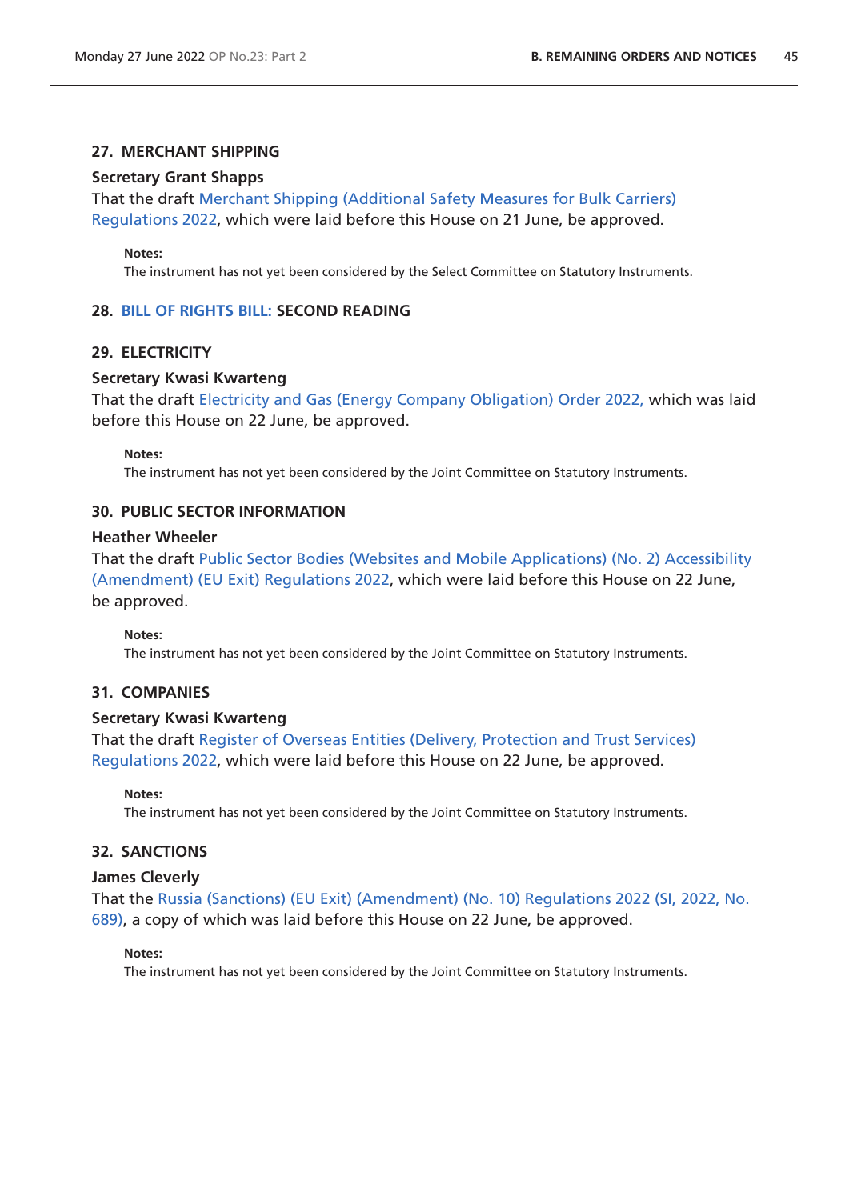### 27. MERCHANT SHIPPING

**Secretary Grant Shapps**

That the draft Merchant Shipping (Additional Safety Measures for Bulk Carriers) Regulations 2022, which were laid before this House on 21 June, be approved.

**Notes:**

The instrument has not yet been considered by the Select Committee on Statutory Instruments.

### 28. BILL OF RIGHTS BILL: SECOND READING

### 29. ELECTRICITY

**Secretary Kwasi Kwarteng**

That the draft Electricity and Gas (Energy Company Obligation) Order 2022, which was laid before this House on 22 June, be approved.

**Notes:**

The instrument has not yet been considered by the Joint Committee on Statutory Instruments.

### 30. PUBLIC SECTOR INFORMATION

**Heather Wheeler**

That the draft Public Sector Bodies (Websites and Mobile Applications) (No. 2) Accessibility (Amendment) (EU Exit) Regulations 2022, which were laid before this House on 22 June, be approved.

**Notes:**

The instrument has not yet been considered by the Joint Committee on Statutory Instruments.

### 31. COMPANIES

**Secretary Kwasi Kwarteng**

That the draft Register of Overseas Entities (Delivery, Protection and Trust Services) Regulations 2022, which were laid before this House on 22 June, be approved.

**Notes:**

The instrument has not yet been considered by the Joint Committee on Statutory Instruments.

### 32. SANCTIONS

**James Cleverly**

That the Russia (Sanctions) (EU Exit) (Amendment) (No. 10) Regulations 2022 (SI, 2022, No. 689), a copy of which was laid before this House on 22 June, be approved.

**Notes:**

The instrument has not yet been considered by the Joint Committee on Statutory Instruments.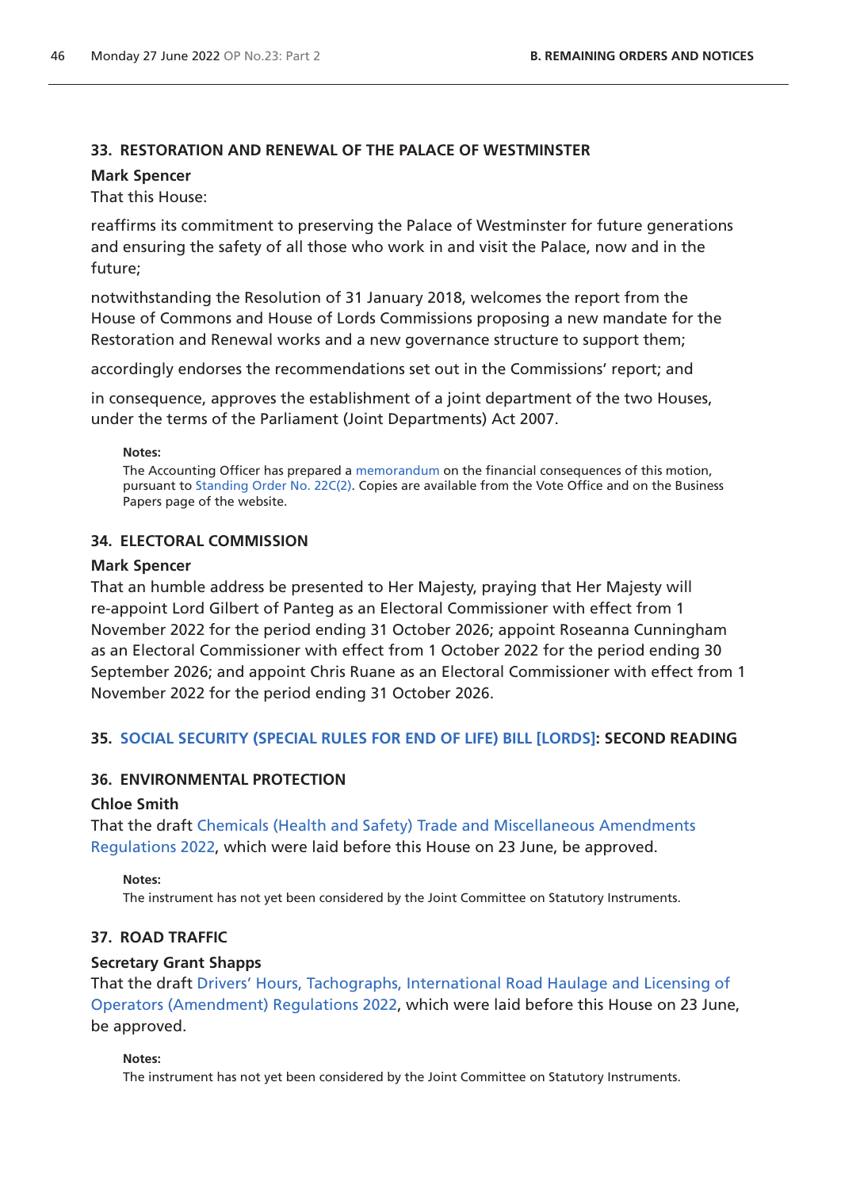### 33. RESTORATION AND RENEWAL OF THE PALACE OF WESTMINSTER

**Mark Spencer**

That this House:

reaffirms its commitment to preserving the Palace of Westminster for future generations and ensuring the safety of all those who work in and visit the Palace, now and in the future;

notwithstanding the Resolution of 31 January 2018, welcomes the report from the House of Commons and House of Lords Commissions proposing a new mandate for the Restoration and Renewal works and a new governance structure to support them;

accordingly endorses the recommendations set out in the Commissions' report; and

in consequence, approves the establishment of a joint department of the two Houses, under the terms of the Parliament (Joint Departments) Act 2007.

**Notes:**

The Accounting Officer has prepared a memorandum on the financial consequences of this motion, pursuant to Standing Order No. 22C(2). Copies are available from the Vote Office and on the Business Papers page of the website.

### 34. ELECTORAL COMMISSION

**Mark Spencer**

That an humble address be presented to Her Majesty, praying that Her Majesty will re-appoint Lord Gilbert of Panteg as an Electoral Commissioner with effect from 1 November 2022 for the period ending 31 October 2026; appoint Roseanna Cunningham as an Electoral Commissioner with effect from 1 October 2022 for the period ending 30 September 2026; and appoint Chris Ruane as an Electoral Commissioner with effect from 1 November 2022 for the period ending 31 October 2026.

### 35. SOCIAL SECURITY (SPECIAL RULES FOR END OF LIFE) BILL [LORDS]: SECOND READING

### 36. ENVIRONMENTAL PROTECTION

**Chloe Smith**

That the draft Chemicals (Health and Safety) Trade and Miscellaneous Amendments Regulations 2022, which were laid before this House on 23 June, be approved.

**Notes:**

The instrument has not yet been considered by the Joint Committee on Statutory Instruments.

### 37. ROAD TRAFFIC

**Secretary Grant Shapps**

That the draft Drivers' Hours, Tachographs, International Road Haulage and Licensing of Operators (Amendment) Regulations 2022, which were laid before this House on 23 June, be approved.

**Notes:**

The instrument has not yet been considered by the Joint Committee on Statutory Instruments.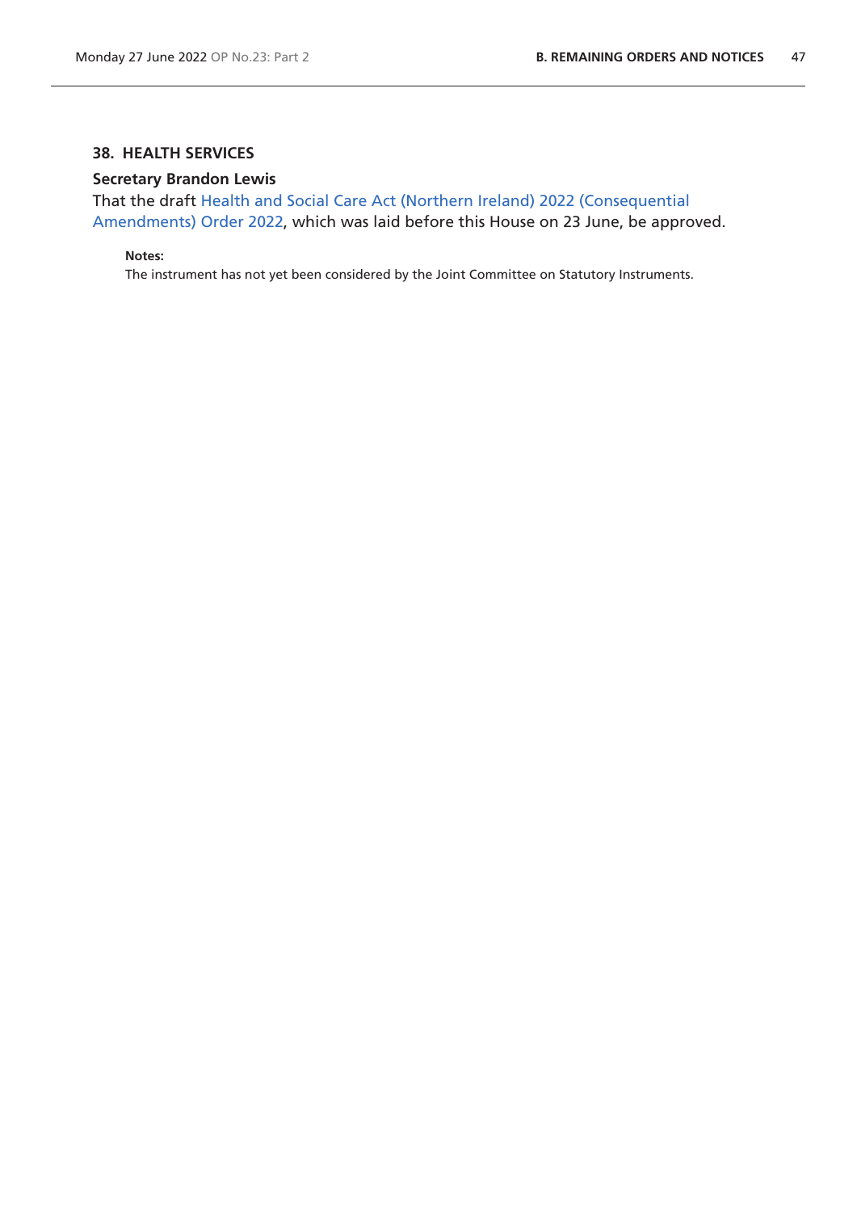## 38. HEALTH SERVICES

**Secretary Brandon Lewis**

That the draft Health and Social Care Act (Northern Ireland) 2022 (Consequential Amendments) Order 2022, which was laid before this House on 23 June, be approved.

**Notes:**

The instrument has not yet been considered by the Joint Committee on Statutory Instruments.